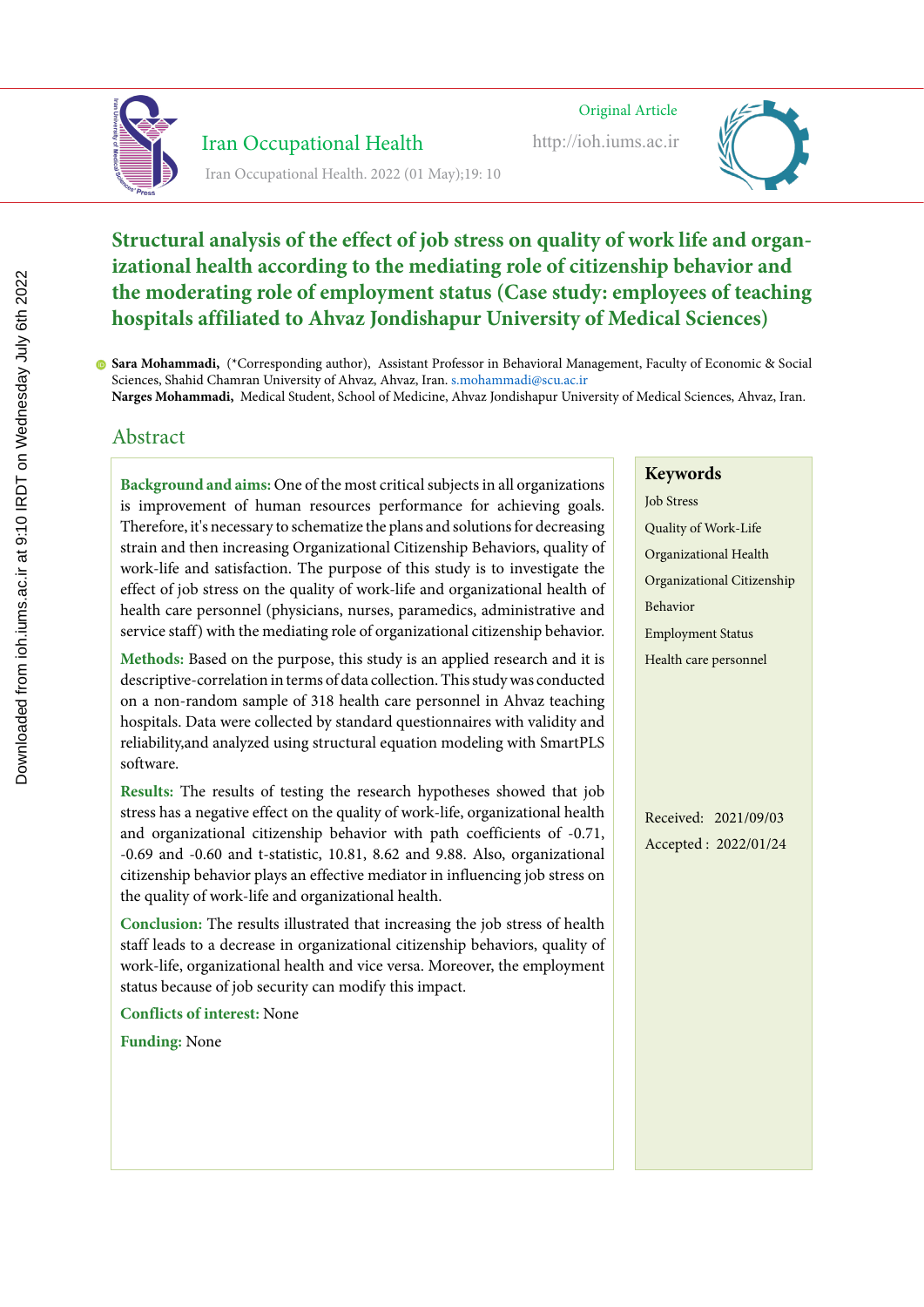Original Article

# Structural analysis of the effect of job stress on quality of work life and organizational health according to the mediating role of citizenship behavior and the moderating role of employment status (Case study: employees of teaching hospitals affiliated to Ahvaz Jondishapur University of Medical Sciences)

**Sara Mohammadi,** (*Corresponding author), Assistant Professor in Behavioral Management, Faculty of Economic & Social Sciences, Shahid Chamran University of Ahvaz, Ahvaz, Iran. s.mohammadi@scu.ac.ir

**Narges Mohammadi,** Medical Student, School of Medicine, Ahvaz Jondishapur University of Medical Sciences, Ahvaz, Iran.

## Abstract

**Background and aims:** One of the most critical subjects in all organizations is improvement of human resources performance for achieving goals. Therefore, it's necessary to schematize the plans and solutions for decreasing strain and then increasing Organizational Citizenship Behaviors, quality of work-life and satisfaction. The purpose of this study is to investigate the effect of job stress on the quality of work-life and organizational health of health care personnel (physicians, nurses, paramedics, administrative and service staff) with the mediating role of organizational citizenship behavior.

**Methods:** Based on the purpose, this study is an applied research and it is descriptive-correlation in terms of data collection. This study was conducted on a non-random sample of 318 health care personnel in Ahvaz teaching hospitals. Data were collected by standard questionnaires with validity and reliability,and analyzed using structural equation modeling with SmartPLS software.

**Results:** The results of testing the research hypotheses showed that job stress has a negative effect on the quality of work-life, organizational health and organizational citizenship behavior with path coefficients of -0.71, -0.69 and -0.60 and t-statistic, 10.81, 8.62 and 9.88. Also, organizational citizenship behavior plays an effective mediator in influencing job stress on the quality of work-life and organizational health.

**Conclusion:** The results illustrated that increasing the job stress of health staff leads to a decrease in organizational citizenship behaviors, quality of work-life, organizational health and vice versa. Moreover, the employment status because of job security can modify this impact.

**Conflicts of interest:** None

**Funding:** None

### Keywords

Job Stress

Quality of Work-Life

Organizational Health

Organizational Citizenship Behavior

Employment Status

Health care personnel

Received: 2021/09/03

Accepted : 2022/01/24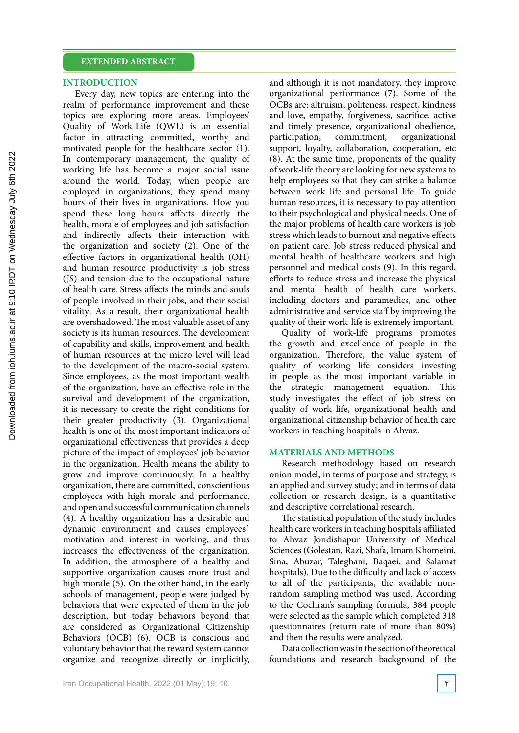## EXTENDED ABSTRACT

### INTRODUCTION

Every day, new topics are entering into the realm of performance improvement and these topics are exploring more areas. Employees' Quality of Work-Life (QWL) is an essential factor in attracting committed, worthy and motivated people for the healthcare sector (1). In contemporary management, the quality of working life has become a major social issue around the world. Today, when people are employed in organizations, they spend many hours of their lives in organizations. How you spend these long hours affects directly the health, morale of employees and job satisfaction and indirectly affects their interaction with the organization and society (2). One of the effective factors in organizational health (OH) and human resource productivity is job stress (JS) and tension due to the occupational nature of health care. Stress affects the minds and souls of people involved in their jobs, and their social vitality. As a result, their organizational health are overshadowed. The most valuable asset of any society is its human resources. The development of capability and skills, improvement and health of human resources at the micro level will lead to the development of the macro-social system. Since employees, as the most important wealth of the organization, have an effective role in the survival and development of the organization, it is necessary to create the right conditions for their greater productivity (3). Organizational health is one of the most important indicators of organizational effectiveness that provides a deep picture of the impact of employees' job behavior in the organization. Health means the ability to grow and improve continuously. In a healthy organization, there are committed, conscientious employees with high morale and performance, and open and successful communication channels (4). A healthy organization has a desirable and dynamic environment and causes employees` motivation and interest in working, and thus increases the effectiveness of the organization. In addition, the atmosphere of a healthy and supportive organization causes more trust and high morale (5). On the other hand, in the early schools of management, people were judged by behaviors that were expected of them in the job description, but today behaviors beyond that are considered as Organizational Citizenship Behaviors (OCB) (6). OCB is conscious and voluntary behavior that the reward system cannot organize and recognize directly or implicitly, and although it is not mandatory, they improve organizational performance (7). Some of the OCBs are; altruism, politeness, respect, kindness and love, empathy, forgiveness, sacrifice, active and timely presence, organizational obedience, participation, commitment, organizational support, loyalty, collaboration, cooperation, etc (8). At the same time, proponents of the quality of work-life theory are looking for new systems to help employees so that they can strike a balance between work life and personal life. To guide human resources, it is necessary to pay attention to their psychological and physical needs. One of the major problems of health care workers is job stress which leads to burnout and negative effects on patient care. Job stress reduced physical and mental health of healthcare workers and high personnel and medical costs (9). In this regard, efforts to reduce stress and increase the physical and mental health of health care workers, including doctors and paramedics, and other administrative and service staff by improving the quality of their work-life is extremely important.

Quality of work-life programs promotes the growth and excellence of people in the organization. Therefore, the value system of quality of working life considers investing in people as the most important variable in the strategic management equation. This study investigates the effect of job stress on quality of work life, organizational health and organizational citizenship behavior of health care workers in teaching hospitals in Ahvaz.

### MATERIALS AND METHODS

Research methodology based on research onion model, in terms of purpose and strategy, is an applied and survey study; and in terms of data collection or research design, is a quantitative and descriptive correlational research.

The statistical population of the study includes health care workers in teaching hospitals affiliated to Ahvaz Jondishapur University of Medical Sciences (Golestan, Razi, Shafa, Imam Khomeini, Sina, Abuzar, Taleghani, Baqaei, and Salamat hospitals). Due to the difficulty and lack of access to all of the participants, the available non-random sampling method was used. According to the Cochran's sampling formula, 384 people were selected as the sample which completed 318 questionnaires (return rate of more than 80%) and then the results were analyzed.

Data collection was in the section of theoretical foundations and research background of the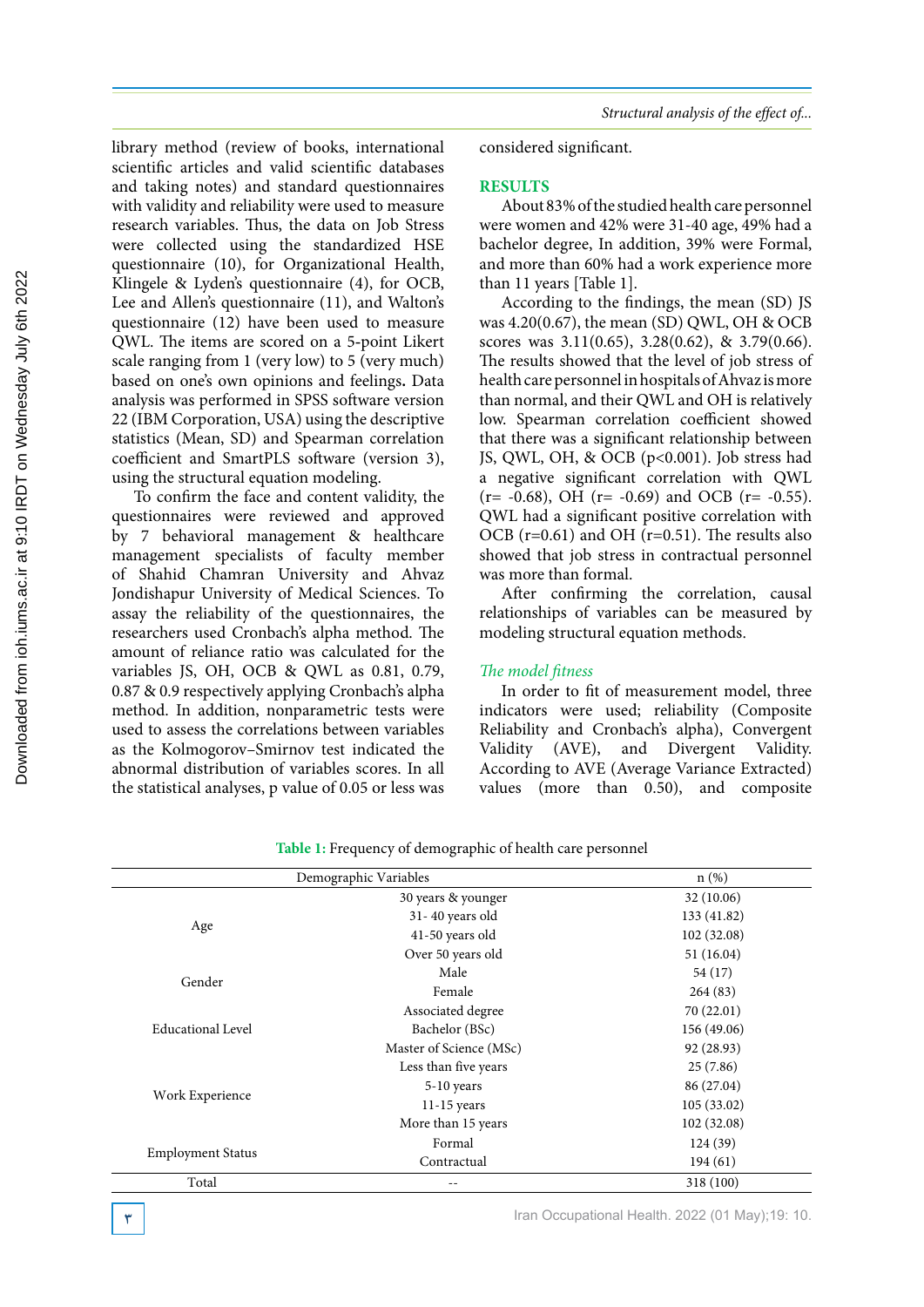library method (review of books, international scientific articles and valid scientific databases and taking notes) and standard questionnaires with validity and reliability were used to measure research variables. Thus, the data on Job Stress were collected using the standardized HSE questionnaire (10), for Organizational Health, Klingele & Lyden's questionnaire (4), for OCB, Lee and Allen's questionnaire (11), and Walton's questionnaire (12) have been used to measure QWL. The items are scored on a 5-point Likert scale ranging from 1 (very low) to 5 (very much) based on one's own opinions and feelings. Data analysis was performed in SPSS software version 22 (IBM Corporation, USA) using the descriptive statistics (Mean, SD) and Spearman correlation coefficient and SmartPLS software (version 3), using the structural equation modeling.

To confirm the face and content validity, the questionnaires were reviewed and approved by 7 behavioral management & healthcare management specialists of faculty member of Shahid Chamran University and Ahvaz Jondishapur University of Medical Sciences. To assay the reliability of the questionnaires, the researchers used Cronbach's alpha method. The amount of reliance ratio was calculated for the variables JS, OH, OCB & QWL as 0.81, 0.79, 0.87 & 0.9 respectively applying Cronbach's alpha method. In addition, nonparametric tests were used to assess the correlations between variables as the Kolmogorov–Smirnov test indicated the abnormal distribution of variables scores. In all the statistical analyses, p value of 0.05 or less was considered significant.

## RESULTS

About 83% of the studied health care personnel were women and 42% were 31-40 age, 49% had a bachelor degree, In addition, 39% were Formal, and more than 60% had a work experience more than 11 years [Table 1].

According to the findings, the mean (SD) JS was 4.20(0.67), the mean (SD) QWL, OH & OCB scores was 3.11(0.65), 3.28(0.62), & 3.79(0.66). The results showed that the level of job stress of health care personnel in hospitals of Ahvaz is more than normal, and their QWL and OH is relatively low. Spearman correlation coefficient showed that there was a significant relationship between JS, QWL, OH, & OCB ($p<0.001$). Job stress had a negative significant correlation with QWL ($r= -0.68$), OH ($r= -0.69$) and OCB ($r= -0.55$). QWL had a significant positive correlation with OCB ($r=0.61$) and OH ($r=0.51$). The results also showed that job stress in contractual personnel was more than formal.

After confirming the correlation, causal relationships of variables can be measured by modeling structural equation methods.

### *The model fitness*

In order to fit of measurement model, three indicators were used; reliability (Composite Reliability and Cronbach's alpha), Convergent Validity (AVE), and Divergent Validity. According to AVE (Average Variance Extracted) values (more than 0.50), and composite

**Table 1:** Frequency of demographic of health care personnel

| Demographic Variables | | n (%) |
|---|---|---|
| Age | 30 years & younger | 32 (10.06) |
| | 31- 40 years old | 133 (41.82) |
| | 41-50 years old | 102 (32.08) |
| | Over 50 years old | 51 (16.04) |
| Gender | Male | 54 (17) |
| | Female | 264 (83) |
| Educational Level | Associated degree | 70 (22.01) |
| | Bachelor (BSc) | 156 (49.06) |
| | Master of Science (MSc) | 92 (28.93) |
| Work Experience | Less than five years | 25 (7.86) |
| | 5-10 years | 86 (27.04) |
| | 11-15 years | 105 (33.02) |
| | More than 15 years | 102 (32.08) |
| Employment Status | Formal | 124 (39) |
| | Contractual | 194 (61) |
| Total | -- | 318 (100) |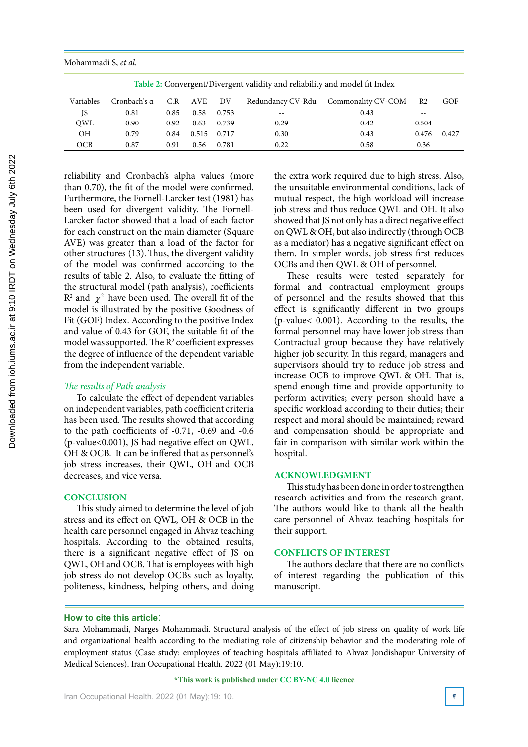**Table 2:** Convergent/Divergent validity and reliability and model fit Index

| Variables | Cronbach's α | C.R | AVE | DV | Redundancy CV-Rdu | Commonality CV-COM | R2 | GOF |
|---|---|---|---|---|---|---|---|---|
| JS | 0.81 | 0.85 | 0.58 | 0.753 | -- | 0.43 | -- | |
| QWL | 0.90 | 0.92 | 0.63 | 0.739 | 0.29 | 0.42 | 0.504 | |
| OH | 0.79 | 0.84 | 0.515 | 0.717 | 0.30 | 0.43 | 0.476 | 0.427 |
| OCB | 0.87 | 0.91 | 0.56 | 0.781 | 0.22 | 0.58 | 0.36 | |

reliability and Cronbach's alpha values (more than 0.70), the fit of the model were confirmed. Furthermore, the Fornell-Larcker test (1981) has been used for divergent validity. The Fornell-Larcker factor showed that a load of each factor for each construct on the main diameter (Square AVE) was greater than a load of the factor for other structures (13). Thus, the divergent validity of the model was confirmed according to the results of table 2. Also, to evaluate the fitting of the structural model (path analysis), coefficients $R^2$ and $\chi^2$ have been used. The overall fit of the model is illustrated by the positive Goodness of Fit (GOF) Index. According to the positive Index and value of 0.43 for GOF, the suitable fit of the model was supported. The $R^2$ coefficient expresses the degree of influence of the dependent variable from the independent variable.

### *The results of Path analysis*

To calculate the effect of dependent variables on independent variables, path coefficient criteria has been used. The results showed that according to the path coefficients of -0.71, -0.69 and -0.6 (p-value<0.001), JS had negative effect on QWL, OH & OCB. It can be inferred that as personnel's job stress increases, their QWL, OH and OCB decreases, and vice versa.

## CONCLUSION

This study aimed to determine the level of job stress and its effect on QWL, OH & OCB in the health care personnel engaged in Ahvaz teaching hospitals. According to the obtained results, there is a significant negative effect of JS on QWL, OH and OCB. That is employees with high job stress do not develop OCBs such as loyalty, politeness, kindness, helping others, and doing the extra work required due to high stress. Also, the unsuitable environmental conditions, lack of mutual respect, the high workload will increase job stress and thus reduce QWL and OH. It also showed that JS not only has a direct negative effect on QWL & OH, but also indirectly (through OCB as a mediator) has a negative significant effect on them. In simpler words, job stress first reduces OCBs and then QWL & OH of personnel.

These results were tested separately for formal and contractual employment groups of personnel and the results showed that this effect is significantly different in two groups (p-value< 0.001). According to the results, the formal personnel may have lower job stress than Contractual group because they have relatively higher job security. In this regard, managers and supervisors should try to reduce job stress and increase OCB to improve QWL & OH. That is, spend enough time and provide opportunity to perform activities; every person should have a specific workload according to their duties; their respect and moral should be maintained; reward and compensation should be appropriate and fair in comparison with similar work within the hospital.

## ACKNOWLEDGMENT

This study has been done in order to strengthen research activities and from the research grant. The authors would like to thank all the health care personnel of Ahvaz teaching hospitals for their support.

## CONFLICTS OF INTEREST

The authors declare that there are no conflicts of interest regarding the publication of this manuscript.

**How to cite this article**:

Sara Mohammadi, Narges Mohammadi. Structural analysis of the effect of job stress on quality of work life and organizational health according to the mediating role of citizenship behavior and the moderating role of employment status (Case study: employees of teaching hospitals affiliated to Ahvaz Jondishapur University of Medical Sciences). Iran Occupational Health. 2022 (01 May);19:10.

**\*This work is published under CC BY-NC 4.0 licence**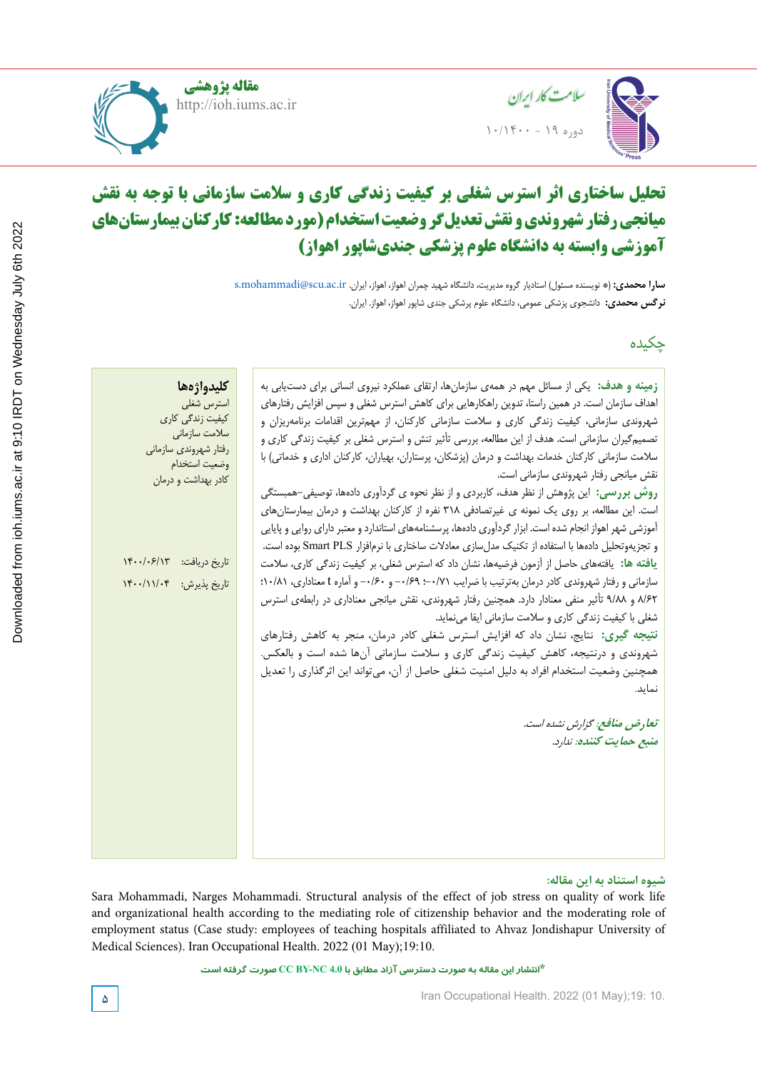مقاله پژوهشی

http://ioh.iums.ac.ir

# تحلیل ساختاری اثر استرس شغلی بر کیفیت زندگی کاری و سلامت سازمانی با توجه به نقش میانجی رفتار شهروندی و نقش تعدیل‌گر وضعیت استخدام (مورد مطالعه: کارکنان بیمارستان‌های آموزشی وابسته به دانشگاه علوم پزشکی جندی‌شاپور اهواز)

**سارا محمدی:** (* نویسنده مسئول) استادیار گروه مدیریت، دانشگاه شهید چمران اهواز، اهواز، ایران. s.mohammadi@scu.ac.ir

**نرگس محمدی:** دانشجوی پزشکی عمومی، دانشگاه علوم پزشکی جندی شاپور اهواز، اهواز، ایران.

## چکیده

**زمینه و هدف:** یکی از مسائل مهم در همه‌ی سازمان‌ها، ارتقای عملکرد نیروی انسانی برای دست‌یابی به اهداف سازمان است. در همین راستا، تدوین راهکارهایی برای کاهش استرس شغلی و سپس افزایش رفتارهای شهروندی سازمانی، کیفیت زندگی کاری و سلامت سازمانی کارکنان، از مهم‌ترین اقدامات برنامه‌ریزان و تصمیم‌گیران سازمانی است. هدف از این مطالعه، بررسی تأثیر تنش و استرس شغلی بر کیفیت زندگی کاری و سلامت سازمانی کارکنان خدمات بهداشت و درمان (پزشکان، پرستاران، بهیاران، کارکنان اداری و خدماتی) با نقش میانجی رفتار شهروندی سازمانی است.

**روش بررسی:** این پژوهش از نظر هدف، کاربردی و از نظر نحوه ی گردآوری داده‌ها، توصیفی-همبستگی است. این مطالعه، بر روی یک نمونه ی غیرتصادفی ۳۱۸ نفره از کارکنان بهداشت و درمان بیمارستان‌های آموزشی شهر اهواز انجام شده است. ابزار گردآوری داده‌ها، پرسشنامه‌های استاندارد و معتبر دارای روایی و پایایی و تجزیه‌وتحلیل داده‌ها با استفاده از تکنیک مدل‌سازی معادلات ساختاری با نرم‌افزار Smart PLS بوده است.

**یافته ها:** یافته‌های حاصل از آزمون فرضیه‌ها، نشان داد که استرس شغلی، بر کیفیت زندگی کاری، سلامت سازمانی و رفتار شهروندی کادر درمان به‌ترتیب با ضرایب ۰/۷۱-؛ ۰/۶۹- و ۰/۶۰- و آماره t معناداری، ۱۰/۸۱؛ ۸/۶۲ و ۹/۸۸ تأثیر منفی معنادار دارد. همچنین رفتار شهروندی، نقش میانجی معناداری در رابطه‌ی استرس شغلی با کیفیت زندگی کاری و سلامت سازمانی ایفا می‌نماید.

**نتیجه گیری:** نتایج، نشان داد که افزایش استرس شغلی کادر درمان، منجر به کاهش رفتارهای شهروندی و درنتیجه، کاهش کیفیت زندگی کاری و سلامت سازمانی آن‌ها شده است و بالعکس. همچنین وضعیت استخدام افراد به دلیل امنیت شغلی حاصل از آن، می‌تواند این اثرگذاری را تعدیل نماید.

*تعارض منافع:* گزارش نشده است.

*منبع حمایت کننده:* ندارد.

**کلیدواژه‌ها**

استرس شغلی

کیفیت زندگی کاری

سلامت سازمانی

رفتار شهروندی سازمانی

وضعیت استخدام

کادر بهداشت و درمان

تاریخ دریافت: ۱۴۰۰/۰۶/۱۳

تاریخ پذیرش: ۱۴۰۰/۱۱/۰۴

**شیوه استناد به این مقاله:**

Sara Mohammadi, Narges Mohammadi. Structural analysis of the effect of job stress on quality of work life and organizational health according to the mediating role of citizenship behavior and the moderating role of employment status (Case study: employees of teaching hospitals affiliated to Ahvaz Jondishapur University of Medical Sciences). Iran Occupational Health. 2022 (01 May);19:10.

*انتشار این مقاله به صورت دسترسی آزاد مطابق با CC BY-NC 4.0 صورت گرفته است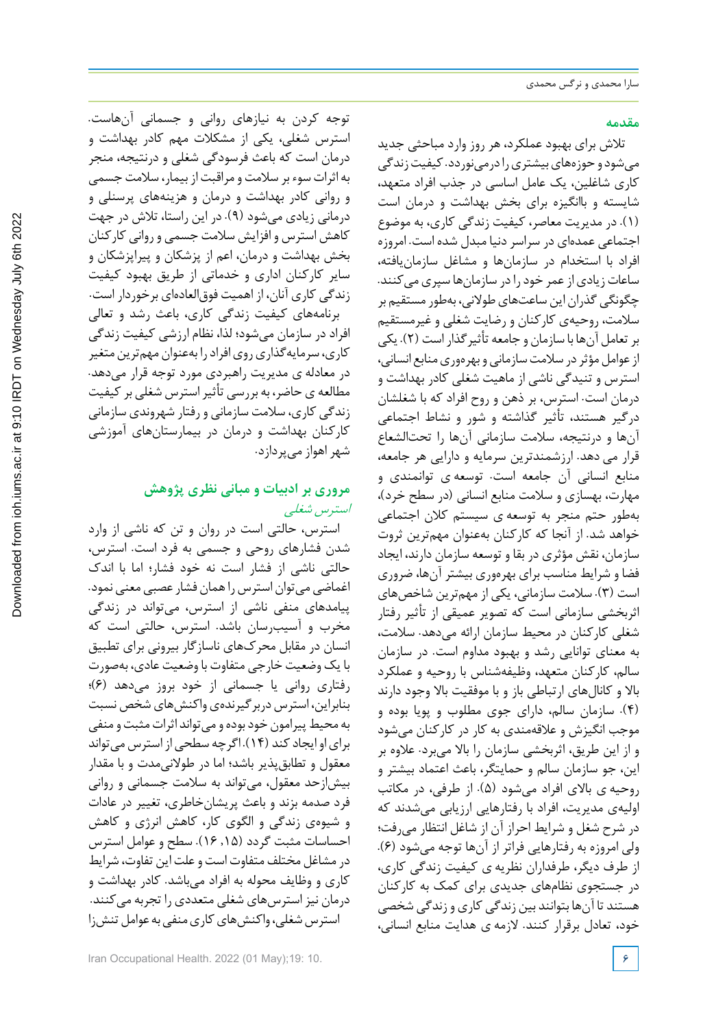## مقدمه

تلاش برای بهبود عملکرد، هر روز وارد مباحثی جدید می‌شود و حوزه‌های بیشتری را درمی‌نوردد. کیفیت زندگی کاری شاغلین، یک عامل اساسی در جذب افراد متعهد، شایسته و باانگیزه برای بخش بهداشت و درمان است (۱). در مدیریت معاصر، کیفیت زندگی کاری، به موضوع اجتماعی عمده‌ای در سراسر دنیا مبدل شده است. امروزه افراد با استخدام در سازمان‌ها و مشاغل سازمان‌یافته، ساعات زیادی از عمر خود را در سازمان‌ها سپری می‌کنند. چگونگی گذران این ساعت‌های طولانی، به‌طور مستقیم بر سلامت، روحیه‌ی کارکنان و رضایت شغلی و غیرمستقیم بر تعامل آن‌ها با سازمان و جامعه تأثیرگذار است (۲). یکی از عوامل مؤثر در سلامت سازمانی و بهره‌وری منابع انسانی، استرس و تنیدگی ناشی از ماهیت شغلی کادر بهداشت و درمان است. استرس، بر ذهن و روح افراد که با شغلشان درگیر هستند، تأثیر گذاشته و شور و نشاط اجتماعی آن‌ها و درنتیجه، سلامت سازمانی آن‌ها را تحت‌الشعاع قرار می دهد. ارزشمندترین سرمایه و دارایی هر جامعه، منابع انسانی آن جامعه است. توسعه ی توانمندی و مهارت، بهسازی و سلامت منابع انسانی (در سطح خرد)، به‌طور حتم منجر به توسعه ی سیستم کلان اجتماعی خواهد شد. از آنجا که کارکنان به‌عنوان مهم‌ترین ثروت سازمان، نقش مؤثری در بقا و توسعه سازمان دارند، ایجاد فضا و شرایط مناسب برای بهره‌وری بیشتر آن‌ها، ضروری است (۳). سلامت سازمانی، یکی از مهم‌ترین شاخص‌های اثربخشی سازمانی است که تصویر عمیقی از تأثیر رفتار شغلی کارکنان در محیط سازمان ارائه می‌دهد. سلامت، به معنای توانایی رشد و بهبود مداوم است. در سازمان سالم، کارکنان متعهد، وظیفه‌شناس با روحیه و عملکرد بالا و کانال‌های ارتباطی باز و با موفقیت بالا وجود دارند (۴). سازمان سالم، دارای جوی مطلوب و پویا بوده و موجب انگیزش و علاقه‌مندی به کار در کارکنان می‌شود و از این طریق، اثربخشی سازمان را بالا می‌برد. علاوه بر این، جو سازمان سالم و حمایتگر، باعث اعتماد بیشتر و روحیه ی بالای افراد می‌شود (۵). از طرفی، در مکاتب اولیه‌ی مدیریت، افراد با رفتارهایی ارزیابی می‌شدند که در شرح شغل و شرایط احراز آن از شاغل انتظار می‌رفت؛ ولی امروزه به رفتارهایی فراتر از آن‌ها توجه می‌شود (۶). از طرف دیگر، طرفداران نظریه ی کیفیت زندگی کاری، در جستجوی نظام‌های جدیدی برای کمک به کارکنان هستند تا آن‌ها بتوانند بین زندگی کاری و زندگی شخصی خود، تعادل برقرار کنند. لازمه ی هدایت منابع انسانی، توجه کردن به نیازهای روانی و جسمانی آن‌هاست. استرس شغلی، یکی از مشکلات مهم کادر بهداشت و درمان است که باعث فرسودگی شغلی و درنتیجه، منجر به اثرات سوء بر سلامت و مراقبت از بیمار، سلامت جسمی و روانی کادر بهداشت و درمان و هزینه‌های پرسنلی و درمانی زیادی می‌شود (۹). در این راستا، تلاش در جهت کاهش استرس و افزایش سلامت جسمی و روانی کارکنان بخش بهداشت و درمان، اعم از پزشکان و پیراپزشکان و سایر کارکنان اداری و خدماتی از طریق بهبود کیفیت زندگی کاری آنان، از اهمیت فوق‌العاده‌ای برخوردار است. برنامه‌های کیفیت زندگی کاری، باعث رشد و تعالی افراد در سازمان می‌شود؛ لذا، نظام ارزشی کیفیت زندگی کاری، سرمایه‌گذاری روی افراد را به‌عنوان مهم‌ترین متغیر در معادله ی مدیریت راهبردی مورد توجه قرار می‌دهد. مطالعه ی حاضر، به بررسی تأثیر استرس شغلی بر کیفیت زندگی کاری، سلامت سازمانی و رفتار شهروندی سازمانی کارکنان بهداشت و درمان در بیمارستان‌های آموزشی شهر اهواز می‌پردازد.

## مروری بر ادبیات و مبانی نظری پژوهش

### *استرس شغلی*

استرس، حالتی است در روان و تن که ناشی از وارد شدن فشارهای روحی و جسمی به فرد است. استرس، حالتی ناشی از فشار است نه خود فشار؛ اما با اندک اغماضی می‌توان استرس را همان فشار عصبی معنی نمود. پیامدهای منفی ناشی از استرس، می‌تواند در زندگی مخرب و آسیب‌رسان باشد. استرس، حالتی است که انسان در مقابل محرک‌های ناسازگار بیرونی برای تطبیق با یک وضعیت خارجی متفاوت با وضعیت عادی، به‌صورت رفتاری روانی یا جسمانی از خود بروز می‌دهد (۶)؛ بنابراین، استرس دربرگیرنده‌ی واکنش‌های شخص نسبت به محیط پیرامون خود بوده و می‌تواند اثرات مثبت و منفی برای او ایجاد کند (۱۴). اگرچه سطحی از استرس می‌تواند معقول و تطابق‌پذیر باشد؛ اما در طولانی‌مدت و با مقدار بیش‌ازحد معقول، می‌تواند به سلامت جسمانی و روانی فرد صدمه بزند و باعث پریشان‌خاطری، تغییر در عادات و شیوه‌ی زندگی و الگوی کار، کاهش انرژی و کاهش احساسات مثبت گردد (۱۵، ۱۶). سطح و عوامل استرس در مشاغل مختلف متفاوت است و علت این تفاوت، شرایط کاری و وظایف محوله به افراد می‌باشد. کادر بهداشت و درمان نیز استرس‌های شغلی متعددی را تجربه می‌کنند. استرس شغلی، واکنش‌های کاری منفی به عوامل تنش‌زا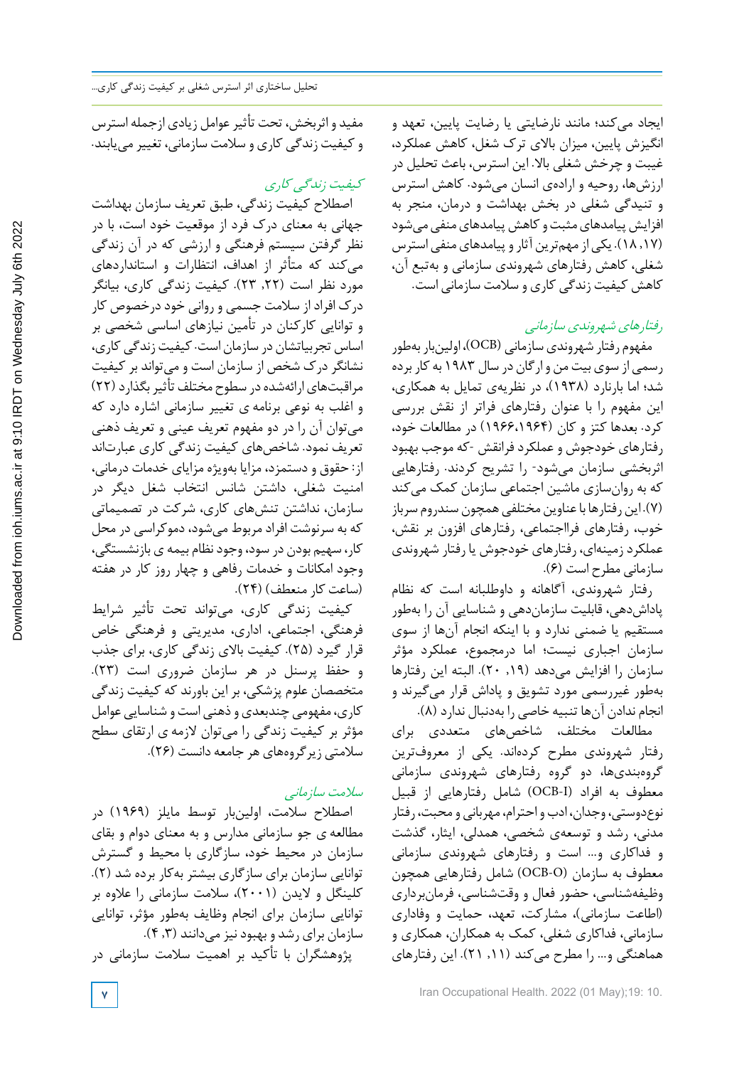ایجاد می‌کند؛ مانند نارضایتی یا رضایت پایین، تعهد و انگیزش پایین، میزان بالای ترک شغل، کاهش عملکرد، غیبت و چرخش شغلی بالا. این استرس، باعث تحلیل در ارزش‌ها، روحیه و اراده‌ی انسان می‌شود. کاهش استرس و تنیدگی شغلی در بخش بهداشت و درمان، منجر به افزایش پیامدهای مثبت و کاهش پیامدهای منفی می‌شود (۱۷، ۱۸). یکی از مهم‌ترین آثار و پیامدهای منفی استرس شغلی، کاهش رفتارهای شهروندی سازمانی و به‌تبع آن، کاهش کیفیت زندگی کاری و سلامت سازمانی است.

### رفتارهای شهروندی سازمانی

مفهوم رفتار شهروندی سازمانی (OCB)، اولین‌بار به‌طور رسمی از سوی بیت من و ارگان در سال ۱۹۸۳ به کار برده شد؛ اما بارنارد (۱۹۳۸)، در نظریه‌ی تمایل به همکاری، این مفهوم را با عنوان رفتارهای فراتر از نقش بررسی کرد. بعدها کتز و کان (۱۹۶۴،۱۹۶۶) در مطالعات خود، رفتارهای خودجوش و عملکرد فرانقش -که موجب بهبود اثربخشی سازمان می‌شود- را تشریح کردند. رفتارهایی که به روان‌سازی ماشین اجتماعی سازمان کمک می‌کند (۷). این رفتارها با عناوین مختلفی همچون سندروم سرباز خوب، رفتارهای فرااجتماعی، رفتارهای افزون بر نقش، عملکرد زمینه‌ای، رفتارهای خودجوش یا رفتار شهروندی سازمانی مطرح است (۶).

رفتار شهروندی، آگاهانه و داوطلبانه است که نظام پاداش‌دهی، قابلیت سازمان‌دهی و شناسایی آن را به‌طور مستقیم یا ضمنی ندارد و با اینکه انجام آن‌ها از سوی سازمان اجباری نیست؛ اما درمجموع، عملکرد مؤثر سازمان را افزایش می‌دهد (۱۹، ۲۰). البته این رفتارها به‌طور غیررسمی مورد تشویق و پاداش قرار می‌گیرند و انجام ندادن آن‌ها تنبیه خاصی را به‌دنبال ندارد (۸).

مطالعات مختلف، شاخص‌های متعددی برای رفتار شهروندی مطرح کرده‌اند. یکی از معروف‌ترین گروه‌بندی‌ها، دو گروه رفتارهای شهروندی سازمانی معطوف به افراد (OCB-I) شامل رفتارهایی از قبیل نوع‌دوستی، وجدان، ادب و احترام، مهربانی و محبت، رفتار مدنی، رشد و توسعه‌ی شخصی، همدلی، ایثار، گذشت و فداکاری و... است و رفتارهای شهروندی سازمانی معطوف به سازمان (OCB-O) شامل رفتارهایی همچون وظیفه‌شناسی، حضور فعال و وقت‌شناسی، فرمان‌برداری (اطاعت سازمانی)، مشارکت، تعهد، حمایت و وفاداری سازمانی، فداکاری شغلی، کمک به همکاران، همکاری و هماهنگی و... را مطرح می‌کند (۱۱، ۲۱). این رفتارهای مفید و اثربخش، تحت تأثیر عوامل زیادی ازجمله استرس و کیفیت زندگی کاری و سلامت سازمانی، تغییر می‌یابند.

### کیفیت زندگی کاری

اصطلاح کیفیت زندگی، طبق تعریف سازمان بهداشت جهانی به معنای درک فرد از موقعیت خود است، با در نظر گرفتن سیستم فرهنگی و ارزشی که در آن زندگی می‌کند که متأثر از اهداف، انتظارات و استانداردهای مورد نظر است (۲۲، ۲۳). کیفیت زندگی کاری، بیانگر درک افراد از سلامت جسمی و روانی خود درخصوص کار و توانایی کارکنان در تأمین نیازهای اساسی شخصی بر اساس تجربیاتشان در سازمان است. کیفیت زندگی کاری، نشانگر درک شخص از سازمان است و می‌تواند بر کیفیت مراقبت‌های ارائه‌شده در سطوح مختلف تأثیر بگذارد (۲۲) و اغلب به نوعی برنامه ی تغییر سازمانی اشاره دارد که می‌توان آن را در دو مفهوم تعریف عینی و تعریف ذهنی تعریف نمود. شاخص‌های کیفیت زندگی کاری عبارت‌اند از: حقوق و دستمزد، مزایا به‌ویژه مزایای خدمات درمانی، امنیت شغلی، داشتن شانس انتخاب شغل دیگر در سازمان، نداشتن تنش‌های کاری، شرکت در تصمیماتی که به سرنوشت افراد مربوط می‌شود، دموکراسی در محل کار، سهیم بودن در سود، وجود نظام بیمه ی بازنشستگی، وجود امکانات و خدمات رفاهی و چهار روز کار در هفته (ساعت کار منعطف) (۲۴).

کیفیت زندگی کاری، می‌تواند تحت تأثیر شرایط فرهنگی، اجتماعی، اداری، مدیریتی و فرهنگی خاص قرار گیرد (۲۵). کیفیت بالای زندگی کاری، برای جذب و حفظ پرسنل در هر سازمان ضروری است (۲۳). متخصصان علوم پزشکی، بر این باورند که کیفیت زندگی کاری، مفهومی چندبعدی و ذهنی است و شناسایی عوامل مؤثر بر کیفیت زندگی را می‌توان لازمه ی ارتقای سطح سلامتی زیرگروه‌های هر جامعه دانست (۲۶).

### سلامت سازمانی

اصطلاح سلامت، اولین‌بار توسط مایلز (۱۹۶۹) در مطالعه ی جو سازمانی مدارس و به معنای دوام و بقای سازمان در محیط خود، سازگاری با محیط و گسترش توانایی سازمان برای سازگاری بیشتر به‌کار برده شد (۲). کلینگل و لایدن (۲۰۰۱)، سلامت سازمانی را علاوه بر توانایی سازمان برای انجام وظایف به‌طور مؤثر، توانایی سازمان برای رشد و بهبود نیز می‌دانند (۳، ۴).

پژوهشگران با تأکید بر اهمیت سلامت سازمانی در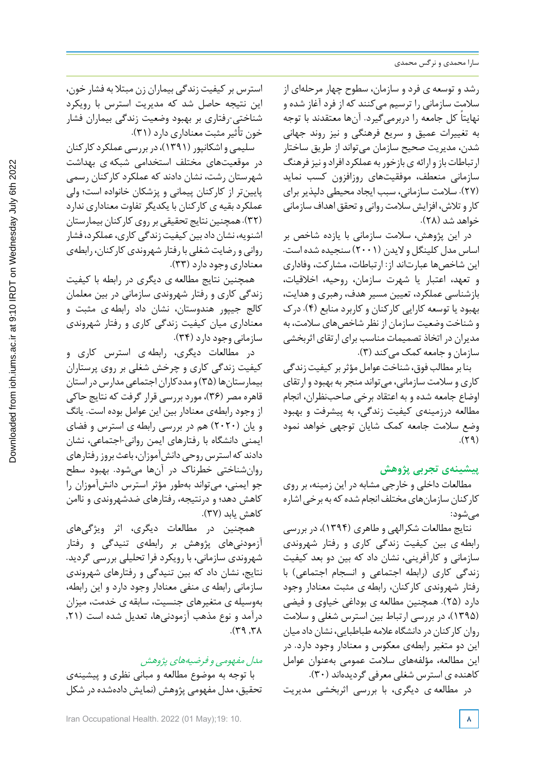رشد و توسعه ی فرد و سازمان، سطوح چهار مرحله‌ای از سلامت سازمانی را ترسیم می‌کنند که از فرد آغاز شده و نهایتاً کل جامعه را دربرمی‌گیرد. آن‌ها معتقدند با توجه به تغییرات عمیق و سریع فرهنگی و نیز روند جهانی شدن، مدیریت صحیح سازمان می‌تواند از طریق ساختار ارتباطات باز و ارائه ی بازخور به عملکرد افراد و نیز فرهنگ سازمانی منعطف، موفقیت‌های روزافزون کسب نماید (۲۷). سلامت سازمانی، سبب ایجاد محیطی دلپذیر برای کار و تلاش، افزایش سلامت روانی و تحقق اهداف سازمانی خواهد شد (۲۸).

در این پژوهش، سلامت سازمانی با یازده شاخص بر اساس مدل کلینگل و لایدن (۲۰۰۱) سنجیده شده است. این شاخص‌ها عبارت‌اند از: ارتباطات، مشارکت، وفاداری و تعهد، اعتبار یا شهرت سازمان، روحیه، اخلاقیات، بازشناسی عملکرد، تعیین مسیر هدف، رهبری و هدایت، بهبود یا توسعه کارایی کارکنان و کاربرد منابع (۴). درک و شناخت وضعیت سازمان از نظر شاخص‌های سلامت، به مدیران در اتخاذ تصمیمات مناسب برای ارتقای اثربخشی سازمان و جامعه کمک می‌کند (۳).

بنا بر مطالب فوق، شناخت عوامل مؤثر بر کیفیت زندگی کاری و سلامت سازمانی، می‌تواند منجر به بهبود و ارتقای اوضاع جامعه شده و به اعتقاد برخی صاحب‌نظران، انجام مطالعه درزمینه‌ی کیفیت زندگی، به پیشرفت و بهبود وضع سلامت جامعه کمک شایان توجهی خواهد نمود (۲۹).

## پیشینه‌ی تجربی پژوهش

مطالعات داخلی و خارجی مشابه در این زمینه، بر روی کارکنان سازمان‌های مختلف انجام شده که به برخی اشاره می‌شود:

نتایج مطالعات شکرالهی و طاهری (۱۳۹۴)، در بررسی رابطه ی بین کیفیت زندگی کاری و رفتار شهروندی سازمانی و کارآفرینی، نشان داد که بین دو بعد کیفیت زندگی کاری (رابطه اجتماعی و انسجام اجتماعی) با رفتار شهروندی کارکنان، رابطه ی مثبت معنادار وجود دارد (۲۵). همچنین مطالعه ی بوداغی خیاوی و فیضی (۱۳۹۵)، در بررسی ارتباط بین استرس شغلی و سلامت روان کارکنان در دانشگاه علامه طباطبایی، نشان داد میان این دو متغیر رابطه‌ی معکوس و معنادار وجود دارد. در این مطالعه، مؤلفه‌های سلامت عمومی به‌عنوان عوامل کاهنده ی استرس شغلی معرفی گردیده‌اند (۳۰).

در مطالعه ی دیگری، با بررسی اثربخشی مدیریت استرس بر کیفیت زندگی بیماران زن مبتلا به فشار خون، این نتیجه حاصل شد که مدیریت استرس با رویکرد شناختی-رفتاری بر بهبود وضعیت زندگی بیماران فشار خون تأثیر مثبت معناداری دارد (۳۱).

سلیمی و اشکانپور (۱۳۹۱)، در بررسی عملکرد کارکنان در موقعیت‌های مختلف استخدامی شبکه ی بهداشت شهرستان رشت، نشان دادند که عملکرد کارکنان رسمی پایین‌تر از کارکنان پیمانی و پزشکان خانواده است؛ ولی عملکرد بقیه ی کارکنان با یکدیگر تفاوت معناداری ندارد (۳۲). همچنین نتایج تحقیقی بر روی کارکنان بیمارستان اشنویه، نشان داد بین کیفیت زندگی کاری، عملکرد، فشار روانی و رضایت شغلی با رفتار شهروندی کارکنان، رابطه‌ی معناداری وجود دارد (۳۳).

همچنین نتایج مطالعه ی دیگری در رابطه با کیفیت زندگی کاری و رفتار شهروندی سازمانی در بین معلمان کالج جیپور هندوستان، نشان داد رابطه ی مثبت و معناداری میان کیفیت زندگی کاری و رفتار شهروندی سازمانی وجود دارد (۳۴).

در مطالعات دیگری، رابطه ی استرس کاری و کیفیت زندگی کاری و چرخش شغلی بر روی پرستاران بیمارستان‌ها (۳۵) و مددکاران اجتماعی مدارس در استان قاهره مصر (۳۶)، مورد بررسی قرار گرفت که نتایج حاکی از وجود رابطه‌ی معنادار بین این عوامل بوده است. یانگ و یان (۲۰۲۰) هم در بررسی رابطه ی استرس و فضای ایمنی دانشگاه با رفتارهای ایمن روانی-اجتماعی، نشان دادند که استرس روحی دانش‌آموزان، باعث بروز رفتارهای روان‌شناختی خطرناک در آن‌ها می‌شود. بهبود سطح جو ایمنی، می‌تواند به‌طور مؤثر استرس دانش‌آموزان را کاهش دهد؛ و درنتیجه، رفتارهای ضدشهروندی و ناامن کاهش یابد (۳۷).

همچنین در مطالعات دیگری، اثر ویژگی‌های آزمودنی‌های پژوهش بر رابطه‌ی تنیدگی و رفتار شهروندی سازمانی، با رویکرد فرا تحلیلی بررسی گردید. نتایج، نشان داد که بین تنیدگی و رفتارهای شهروندی سازمانی رابطه ی منفی معنادار وجود دارد و این رابطه، به‌وسیله ی متغیرهای جنسیت، سابقه ی خدمت، میزان درآمد و نوع مذهب آزمودنی‌ها، تعدیل شده است (۲۱، ۳۸، ۳۹).

### *مدل مفهومی و فرضیه‌های پژوهش*

با توجه به موضوع مطالعه و مبانی نظری و پیشینه‌ی تحقیق، مدل مفهومی پژوهش (نمایش داده‌شده در شکل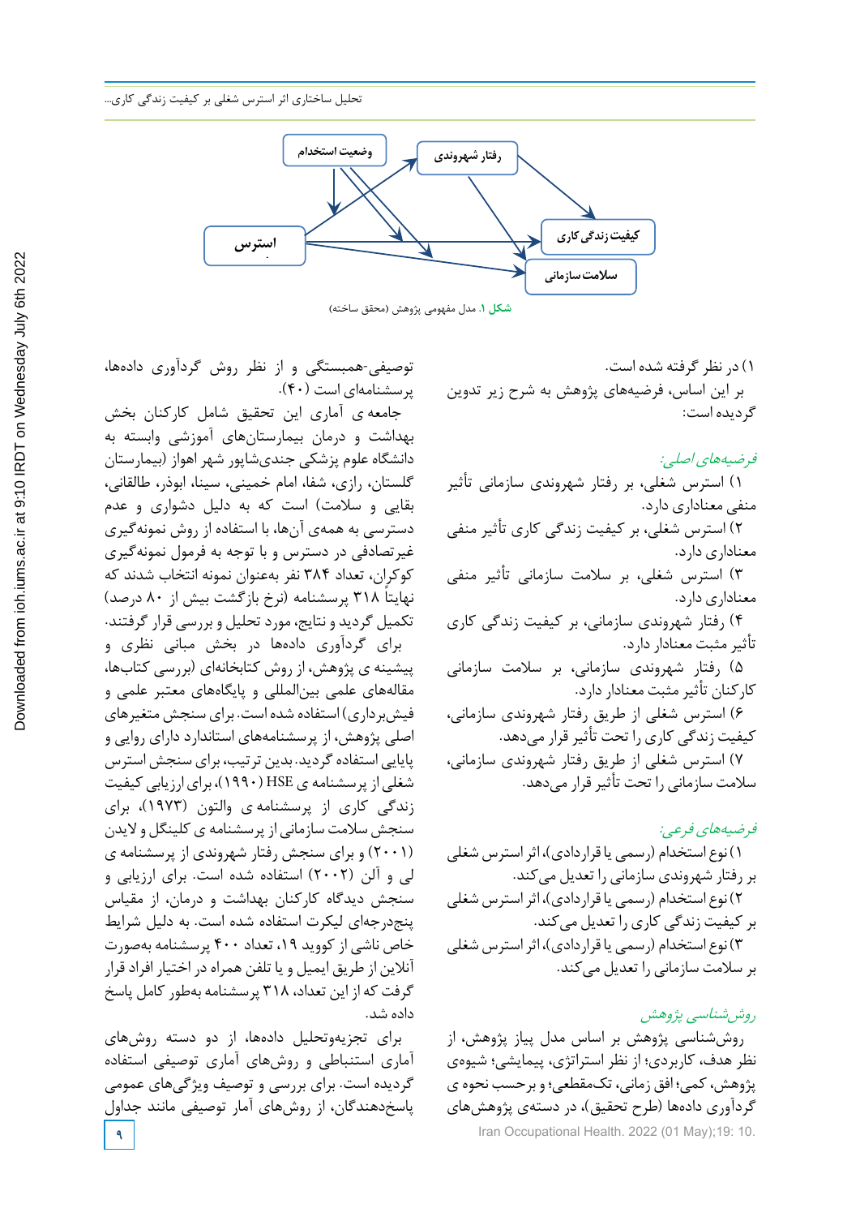وضعیت استخدام

رفتار شهروندی

استرس

کیفیت زندگی کاری

سلامت سازمانی

**شکل ۱.** مدل مفهومی پژوهش (محقق ساخته)

۱) در نظر گرفته شده است.

بر این اساس، فرضیه‌های پژوهش به شرح زیر تدوین گردیده است:

*فرضیه‌های اصلی:*

۱) استرس شغلی، بر رفتار شهروندی سازمانی تأثیر منفی معناداری دارد.

۲) استرس شغلی، بر کیفیت زندگی کاری تأثیر منفی معناداری دارد.

۳) استرس شغلی، بر سلامت سازمانی تأثیر منفی معناداری دارد.

۴) رفتار شهروندی سازمانی، بر کیفیت زندگی کاری تأثیر مثبت معنادار دارد.

۵) رفتار شهروندی سازمانی، بر سلامت سازمانی کارکنان تأثیر مثبت معنادار دارد.

۶) استرس شغلی از طریق رفتار شهروندی سازمانی، کیفیت زندگی کاری را تحت تأثیر قرار می‌دهد.

۷) استرس شغلی از طریق رفتار شهروندی سازمانی، سلامت سازمانی را تحت تأثیر قرار می‌دهد.

*فرضیه‌های فرعی:*

۱) نوع استخدام (رسمی یا قراردادی)، اثر استرس شغلی بر رفتار شهروندی سازمانی را تعدیل می‌کند.

۲) نوع استخدام (رسمی یا قراردادی)، اثر استرس شغلی بر کیفیت زندگی کاری را تعدیل می‌کند.

۳) نوع استخدام (رسمی یا قراردادی)، اثر استرس شغلی بر سلامت سازمانی را تعدیل می‌کند.

*روش‌شناسی پژوهش*

روش‌شناسی پژوهش بر اساس مدل پیاز پژوهش، از نظر هدف، کاربردی؛ از نظر استراتژی، پیمایشی؛ شیوه‌ی پژوهش، کمی؛ افق زمانی، تک‌مقطعی؛ و برحسب نحوه ی گردآوری داده‌ها (طرح تحقیق)، در دسته‌ی پژوهش‌های توصیفی-همبستگی و از نظر روش گردآوری داده‌ها، پرسشنامه‌ای است (۴۰).

جامعه ی آماری این تحقیق شامل کارکنان بخش بهداشت و درمان بیمارستان‌های آموزشی وابسته به دانشگاه علوم پزشکی جندی‌شاپور شهر اهواز (بیمارستان گلستان، رازی، شفا، امام خمینی، سینا، ابوذر، طالقانی، بقایی و سلامت) است که به دلیل دشواری و عدم دسترسی به همه‌ی آن‌ها، با استفاده از روش نمونه‌گیری غیرتصادفی در دسترس و با توجه به فرمول نمونه‌گیری کوکران، تعداد ۳۸۴ نفر به‌عنوان نمونه انتخاب شدند که نهایتاً ۳۱۸ پرسشنامه (نرخ بازگشت بیش از ۸۰ درصد) تکمیل گردید و نتایج، مورد تحلیل و بررسی قرار گرفتند.

برای گردآوری داده‌ها در بخش مبانی نظری و پیشینه ی پژوهش، از روش کتابخانه‌ای (بررسی کتاب‌ها، مقاله‌های علمی بین‌المللی و پایگاه‌های معتبر علمی و فیش‌برداری) استفاده شده است. برای سنجش متغیرهای اصلی پژوهش، از پرسشنامه‌های استاندارد دارای روایی و پایایی استفاده گردید. بدین ترتیب، برای سنجش استرس شغلی از پرسشنامه ی HSE (۱۹۹۰)، برای ارزیابی کیفیت زندگی کاری از پرسشنامه ی والتون (۱۹۷۳)، برای سنجش سلامت سازمانی از پرسشنامه ی کلینگل و لایدن (۲۰۰۱) و برای سنجش رفتار شهروندی از پرسشنامه ی لی و آلن (۲۰۰۲) استفاده شده است. برای ارزیابی و سنجش دیدگاه کارکنان بهداشت و درمان، از مقیاس پنج‌درجه‌ای لیکرت استفاده شده است. به دلیل شرایط خاص ناشی از کووید ۱۹، تعداد ۴۰۰ پرسشنامه به‌صورت آنلاین از طریق ایمیل و یا تلفن همراه در اختیار افراد قرار گرفت که از این تعداد، ۳۱۸ پرسشنامه به‌طور کامل پاسخ داده شد.

برای تجزیه‌وتحلیل داده‌ها، از دو دسته روش‌های آماری استنباطی و روش‌های آماری توصیفی استفاده گردیده است. برای بررسی و توصیف ویژگی‌های عمومی پاسخ‌دهندگان، از روش‌های آمار توصیفی مانند جداول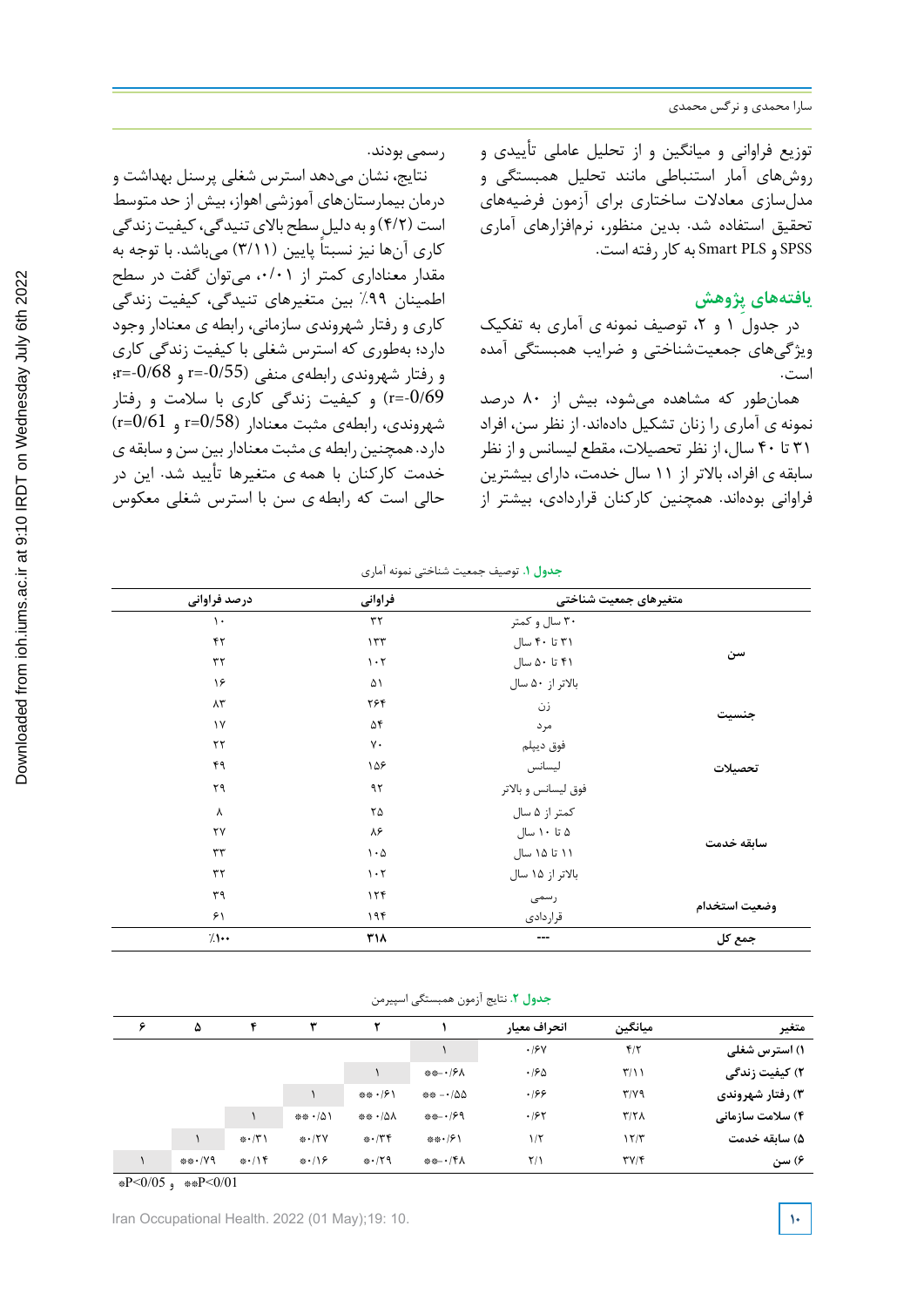توزیع فراوانی و میانگین و از تحلیل عاملی تأییدی و روش‌های آمار استنباطی مانند تحلیل همبستگی و مدل‌سازی معادلات ساختاری برای آزمون فرضیه‌های تحقیق استفاده شد. بدین منظور، نرم‌افزارهای آماری SPSS و Smart PLS به کار رفته است.

## یافته‌های پژوهش

در جدول ۱ و ۲، توصیف نمونه ی آماری به تفکیک ویژگی‌های جمعیت‌شناختی و ضرایب همبستگی آمده است.

همان‌طور که مشاهده می‌شود، بیش از ۸۰ درصد نمونه ی آماری را زنان تشکیل داده‌اند. از نظر سن، افراد ۳۱ تا ۴۰ سال، از نظر تحصیلات، مقطع لیسانس و از نظر سابقه ی افراد، بالاتر از ۱۱ سال خدمت، دارای بیشترین فراوانی بوده‌اند. همچنین کارکنان قراردادی، بیشتر از رسمی بودند.

نتایج، نشان می‌دهد استرس شغلی پرسنل بهداشت و درمان بیمارستان‌های آموزشی اهواز، بیش از حد متوسط است (۴/۲) و به دلیل سطح بالای تنیدگی، کیفیت زندگی کاری آن‌ها نیز نسبتاً پایین (۳/۱۱) می‌باشد. با توجه به مقدار معناداری کمتر از ۰/۰۱، می‌توان گفت در سطح اطمینان ۹۹٪ بین متغیرهای تنیدگی، کیفیت زندگی کاری و رفتار شهروندی سازمانی، رابطه ی معنادار وجود دارد؛ به‌طوری که استرس شغلی با کیفیت زندگی کاری و رفتار شهروندی رابطه‌ی منفی ($r=-0/55$ و $r=-0/68$؛ $r=-0/69$) و کیفیت زندگی کاری با سلامت و رفتار شهروندی، رابطه‌ی مثبت معنادار ($r=0/58$ و $r=0/61$) دارد. همچنین رابطه ی مثبت معنادار بین سن و سابقه ی خدمت کارکنان با همه ی متغیرها تأیید شد. این در حالی است که رابطه ی سن با استرس شغلی معکوس

**جدول ۱.** توصیف جمعیت شناختی نمونه آماری

| متغیرهای جمعیت شناختی | | فراوانی | درصد فراوانی |
|---|---|---|---|
| سن | ۳۰ سال و کمتر | ۳۲ | ۱۰ |
| | ۳۱ تا ۴۰ سال | ۱۳۳ | ۴۲ |
| | ۴۱ تا ۵۰ سال | ۱۰۲ | ۳۲ |
| | بالاتر از ۵۰ سال | ۵۱ | ۱۶ |
| جنسیت | زن | ۲۶۴ | ۸۳ |
| | مرد | ۵۴ | ۱۷ |
| تحصیلات | فوق دیپلم | ۷۰ | ۲۲ |
| | لیسانس | ۱۵۶ | ۴۹ |
| | فوق لیسانس و بالاتر | ۹۲ | ۲۹ |
| سابقه خدمت | کمتر از ۵ سال | ۲۵ | ۸ |
| | ۵ تا ۱۰ سال | ۸۶ | ۲۷ |
| | ۱۱ تا ۱۵ سال | ۱۰۵ | ۳۳ |
| | بالاتر از ۱۵ سال | ۱۰۲ | ۳۲ |
| وضعیت استخدام | رسمی | ۱۲۴ | ۳۹ |
| | قراردادی | ۱۹۴ | ۶۱ |
| جمع کل | --- | ۳۱۸ | ٪۱۰۰ |

**جدول ۲.** نتایج آزمون همبستگی اسپیرمن

| متغیر | میانگین | انحراف معیار | ۱ | ۲ | ۳ | ۴ | ۵ | ۶ |
|---|---|---|---|---|---|---|---|---|
| ۱) استرس شغلی | ۴/۲ | ۰/۶۷ | ۱ | | | | | |
| ۲) کیفیت زندگی | ۳/۱۱ | ۰/۶۵ | **-۰/۶۸ | ۱ | | | | |
| ۳) رفتار شهروندی | ۳/۷۹ | ۰/۶۶ | ** -۰/۵۵ | ** ۰/۶۱ | ۱ | | | |
| ۴) سلامت سازمانی | ۳/۲۸ | ۰/۶۲ | **-۰/۶۹ | ** ۰/۵۸ | ** ۰/۵۱ | ۱ | | |
| ۵) سابقه خدمت | ۱۲/۳ | ۱/۲ | **۰/۶۱ | *۰/۳۴ | *۰/۲۷ | *۰/۳۱ | ۱ | |
| ۶) سن | ۳۷/۴ | ۲/۱ | **-۰/۴۸ | *۰/۲۹ | *۰/۱۶ | *۰/۱۴ | **۰/۷۹ | ۱ |

*P<0/05 و **P<0/01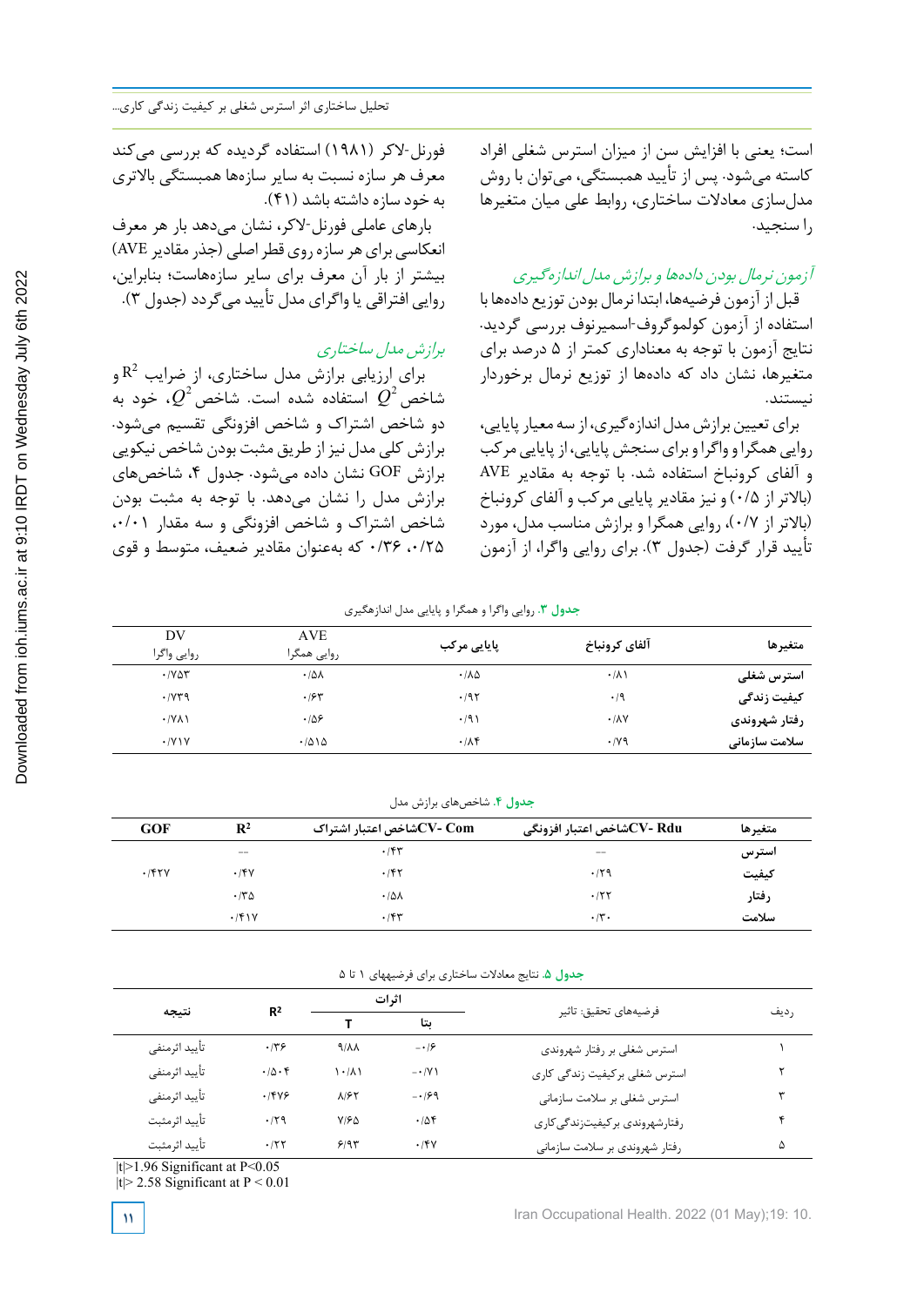است؛ یعنی با افزایش سن از میزان استرس شغلی افراد کاسته می‌شود. پس از تأیید همبستگی، می‌توان با روش مدل‌سازی معادلات ساختاری، روابط علی میان متغیرها را سنجید.

*آزمون نرمال بودن داده‌ها و برازش مدل اندازه‌گیری*

قبل از آزمون فرضیه‌ها، ابتدا نرمال بودن توزیع داده‌ها با استفاده از آزمون کولموگروف-اسمیرنوف بررسی گردید. نتایج آزمون با توجه به معناداری کمتر از ۵ درصد برای متغیرها، نشان داد که داده‌ها از توزیع نرمال برخوردار نیستند.

برای تعیین برازش مدل اندازه‌گیری، از سه معیار پایایی، روایی همگرا و واگرا و برای سنجش پایایی، از پایایی مرکب و آلفای کرونباخ استفاده شد. با توجه به مقادیر AVE (بالاتر از ۰/۵) و نیز مقادیر پایایی مرکب و آلفای کرونباخ (بالاتر از ۰/۷)، روایی همگرا و برازش مناسب مدل، مورد تأیید قرار گرفت (جدول ۳). برای روایی واگرا، از آزمون فورنل-لاکر (۱۹۸۱) استفاده گردیده که بررسی می‌کند معرف هر سازه نسبت به سایر سازه‌ها همبستگی بالاتری به خود سازه داشته باشد (۴۱).

بارهای عاملی فورنل-لاکر، نشان می‌دهد بار هر معرف انعکاسی برای هر سازه روی قطر اصلی (جذر مقادیر AVE) بیشتر از بار آن معرف برای سایر سازه‌هاست؛ بنابراین، روایی افتراقی یا واگرای مدل تأیید می‌گردد (جدول ۳).

*برازش مدل ساختاری*

برای ارزیابی برازش مدل ساختاری، از ضرایب $R^2$ و شاخص $Q^2$ استفاده شده است. شاخص $Q^2$، خود به دو شاخص اشتراک و شاخص افزونگی تقسیم می‌شود. برازش کلی مدل نیز از طریق مثبت بودن شاخص نیکویی برازش GOF نشان داده می‌شود. جدول ۴، شاخص‌های برازش مدل را نشان می‌دهد. با توجه به مثبت بودن شاخص اشتراک و شاخص افزونگی و سه مقدار ۰/۰۱، ۰/۲۵، ۰/۳۶ که به‌عنوان مقادیر ضعیف، متوسط و قوی

**جدول ۳.** روایی واگرا و همگرا و پایایی مدل اندازه‌گیری

| متغیرها | آلفای کرونباخ | پایایی مرکب | AVE روایی همگرا | DV روایی واگرا |
|---|---|---|---|---|
| استرس شغلی | ۰/۸۱ | ۰/۸۵ | ۰/۵۸ | ۰/۷۵۳ |
| کیفیت زندگی | ۰/۹ | ۰/۹۲ | ۰/۶۳ | ۰/۷۳۹ |
| رفتار شهروندی | ۰/۸۷ | ۰/۹۱ | ۰/۵۶ | ۰/۷۸۱ |
| سلامت سازمانی | ۰/۷۹ | ۰/۸۴ | ۰/۵۱۵ | ۰/۷۱۷ |

**جدول ۴.** شاخص‌های برازش مدل

| متغیرها | CV- Rdu شاخص اعتبار افزونگی | CV- Com شاخص اعتبار اشتراک | $R^2$ | GOF |
|---|---|---|---|---|
| استرس | -- | ۰/۴۳ | -- | |
| کیفیت | ۰/۲۹ | ۰/۴۲ | ۰/۴۷ | ۰/۴۲۷ |
| رفتار | ۰/۲۲ | ۰/۵۸ | ۰/۳۵ | |
| سلامت | ۰/۳۰ | ۰/۴۳ | ۰/۴۱۷ | |

**جدول ۵.** نتایج معادلات ساختاری برای فرضیه‌های ۱ تا ۵

| ردیف | فرضیه‌های تحقیق: تاثیر | اثرات | | $R^2$ | نتیجه |
|---|---|---|---|---|---|
| | | بتا | T | | |
| ۱ | استرس شغلی بر رفتار شهروندی | -۰/۶ | ۹/۸۸ | ۰/۳۶ | تأیید اثرمنفی |
| ۲ | استرس شغلی برکیفیت زندگی کاری | -۰/۷۱ | ۱۰/۸۱ | ۰/۵۰۴ | تأیید اثرمنفی |
| ۳ | استرس شغلی بر سلامت سازمانی | -۰/۶۹ | ۸/۶۲ | ۰/۴۷۶ | تأیید اثرمنفی |
| ۴ | رفتارشهروندی برکیفیت‌زندگی‌کاری | ۰/۵۴ | ۷/۶۵ | ۰/۲۹ | تأیید اثرمثبت |
| ۵ | رفتار شهروندی بر سلامت سازمانی | ۰/۴۷ | ۶/۹۳ | ۰/۲۲ | تأیید اثرمثبت |

$|t|>1.96$ Significant at $P<0.05$

$|t|> 2.58$ Significant at $P < 0.01$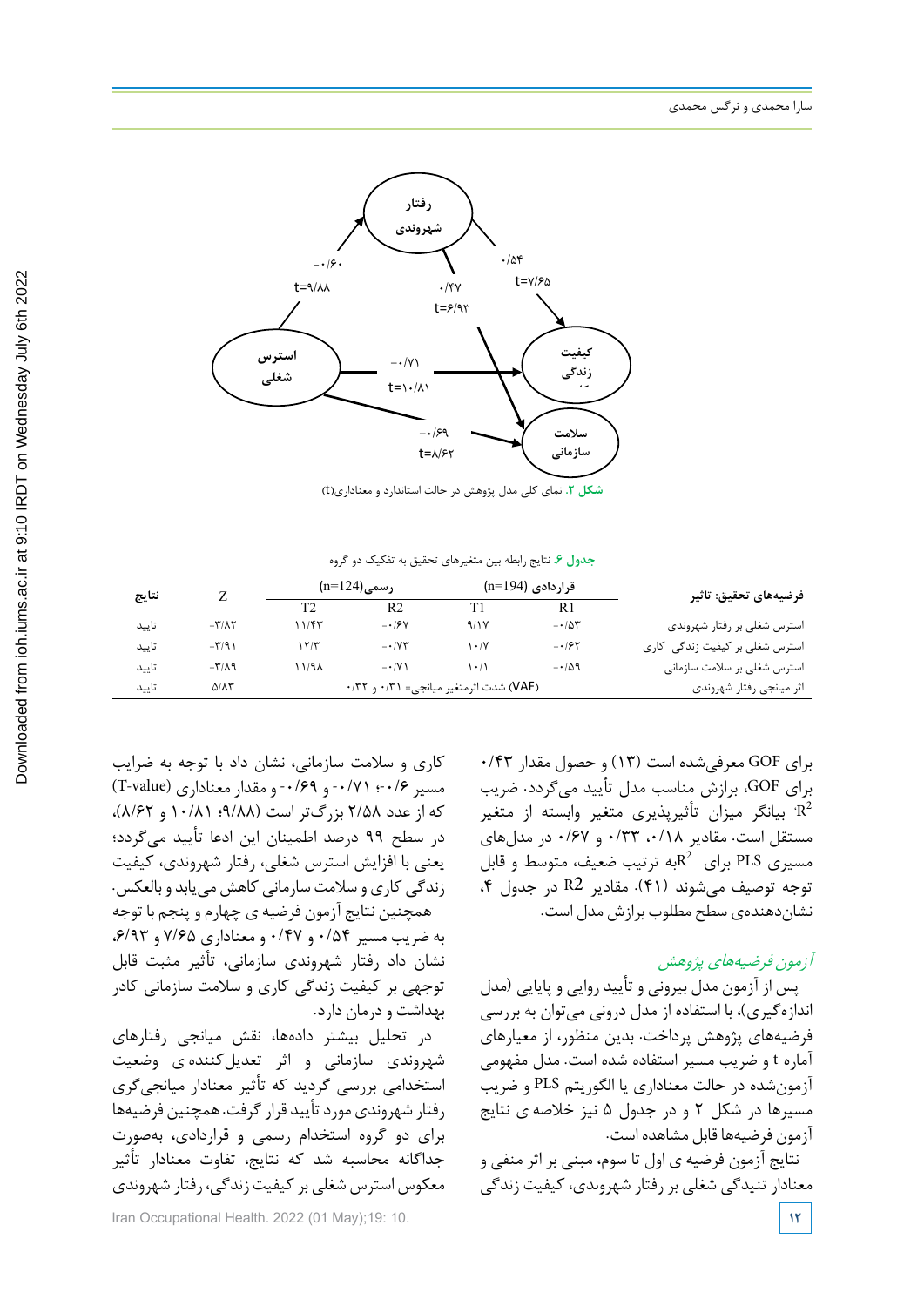شکل ۲. نمای کلی مدل پژوهش در حالت استاندارد و معناداری(t)

جدول ۶. نتایج رابطه بین متغیرهای تحقیق به تفکیک دو گروه

| فرضیه‌های تحقیق: تاثیر | قراردادی (n=194) | | رسمی(n=124) | | Z | نتایج |
|---|---|---|---|---|---|---|
| | R1 | T1 | R2 | T2 | | |
| استرس شغلی بر رفتار شهروندی | -۰/۵۳ | ۹/۱۷ | -۰/۶۷ | ۱۱/۴۳ | -۳/۸۲ | تایید |
| استرس شغلی بر کیفیت زندگی کاری | -۰/۶۲ | ۱۰/۷ | -۰/۷۳ | ۱۲/۳ | -۳/۹۱ | تایید |
| استرس شغلی بر سلامت سازمانی | -۰/۵۹ | ۱۰/۱ | -۰/۷۱ | ۱۱/۹۸ | -۳/۸۹ | تایید |
| اثر میانجی رفتار شهروندی | (VAF) شدت اثرمتغیر میانجی= ۰/۳۱ و ۰/۳۲ | | | | ۵/۸۳ | تایید |

برای GOF معرفی‌شده است (۱۳) و حصول مقدار ۰/۴۳ برای GOF، برازش مناسب مدل تأیید می‌گردد. ضریب $R^2$ بیانگر میزان تأثیرپذیری متغیر وابسته از متغیر مستقل است. مقادیر ۰/۱۸، ۰/۳۳ و ۰/۶۷ در مدل‌های مسیری PLS برای $R^2$ به ترتیب ضعیف، متوسط و قابل توجه توصیف می‌شوند (۴۱). مقادیر R2 در جدول ۴، نشان‌دهنده‌ی سطح مطلوب برازش مدل است.

## *آزمون فرضیه‌های پژوهش*

پس از آزمون مدل بیرونی و تأیید روایی و پایایی (مدل اندازه‌گیری)، با استفاده از مدل درونی می‌توان به بررسی فرضیه‌های پژوهش پرداخت. بدین منظور، از معیارهای آماره t و ضریب مسیر استفاده شده است. مدل مفهومی آزمون‌شده در حالت معناداری یا الگوریتم PLS و ضریب مسیرها در شکل ۲ و در جدول ۵ نیز خلاصه ی نتایج آزمون فرضیه‌ها قابل مشاهده است.

نتایج آزمون فرضیه ی اول تا سوم، مبنی بر اثر منفی و معنادار تنیدگی شغلی بر رفتار شهروندی، کیفیت زندگی کاری و سلامت سازمانی، نشان داد با توجه به ضرایب مسیر ۰/۶-؛ ۰/۷۱- و ۰/۶۹- و مقدار معناداری (T-value) که از عدد ۲/۵۸ بزرگ‌تر است (۹/۸۸؛ ۱۰/۸۱ و ۸/۶۲)، در سطح ۹۹ درصد اطمینان این ادعا تأیید می‌گردد؛ یعنی با افزایش استرس شغلی، رفتار شهروندی، کیفیت زندگی کاری و سلامت سازمانی کاهش می‌یابد و بالعکس.

همچنین نتایج آزمون فرضیه ی چهارم و پنجم با توجه به ضریب مسیر ۰/۵۴ و ۰/۴۷ و معناداری ۷/۶۵ و ۶/۹۳، نشان داد رفتار شهروندی سازمانی، تأثیر مثبت قابل توجهی بر کیفیت زندگی کاری و سلامت سازمانی کادر بهداشت و درمان دارد.

در تحلیل بیشتر داده‌ها، نقش میانجی رفتارهای شهروندی سازمانی و اثر تعدیل‌کننده ی وضعیت استخدامی بررسی گردید که تأثیر معنادار میانجی‌گری رفتار شهروندی مورد تأیید قرار گرفت. همچنین فرضیه‌ها برای دو گروه استخدام رسمی و قراردادی، به‌صورت جداگانه محاسبه شد که نتایج، تفاوت معنادار تأثیر معکوس استرس شغلی بر کیفیت زندگی، رفتار شهروندی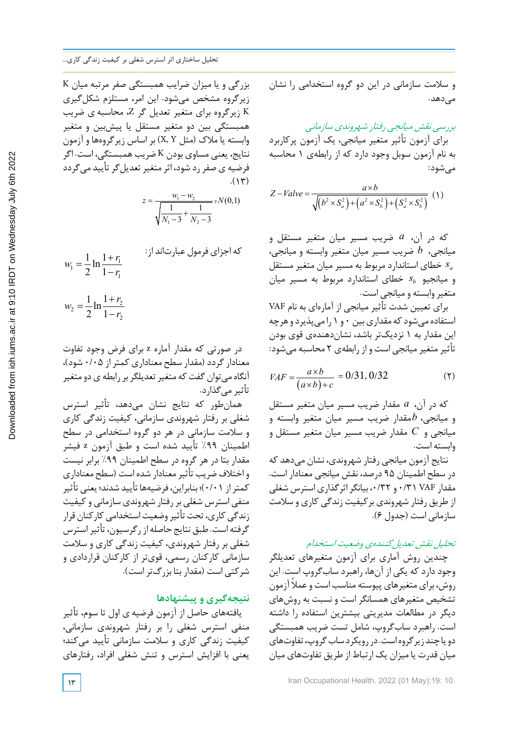و سلامت سازمانی در این دو گروه استخدامی را نشان می‌دهد.

*بررسی نقش میانجی رفتار شهروندی سازمانی*

برای آزمون تأثیر متغیر میانجی، یک آزمون پرکاربرد به نام آزمون سوبل وجود دارد که از رابطه‌ی ۱ محاسبه می‌شود:

$$Z-Valve=\frac{a\times b}{\sqrt{\left(b^2\times S_a^2\right)+\left(a^2\times S_b^2\right)+\left(S_a^2\times S_b^2\right)}} \quad (1)$$

که در آن، $a$ ضریب مسیر میان متغیر مستقل و میانجی، $b$ ضریب مسیر میان متغیر وابسته و میانجی، $s_a$ خطای استاندارد مربوط به مسیر میان متغیر مستقل و میانجیو $s_b$ خطای استاندارد مربوط به مسیر میان متغیر وابسته و میانجی است.

برای تعیین شدت تأثیر میانجی از آماره‌ای به نام VAF استفاده می‌شود که مقداری بین ۰ و ۱ را می‌پذیرد و هرچه این مقدار به ۱ نزدیک‌تر باشد، نشان‌دهنده‌ی قوی بودن تأثیر متغیر میانجی است و از رابطه‌ی ۲ محاسبه می‌شود:

$$VAF=\frac{a\times b}{\left(a\times b\right)+c}=0/31, 0/32 \quad (2)$$

که در آن، $a$ مقدار ضریب مسیر میان متغیر مستقل و میانجی، $b$مقدار ضریب مسیر میان متغیر وابسته و میانجی و $C$ مقدار ضریب مسیر میان متغیر مستقل و وابسته است.

نتایج آزمون میانجی رفتار شهروندی، نشان می‌دهد که در سطح اطمینان ۹۵ درصد، نقش میانجی معنادار است. مقدار VAF ۰/۳۱ و ۰/۳۲، بیانگر اثرگذاری استرس شغلی از طریق رفتار شهروندی برکیفیت زندگی کاری و سلامت سازمانی است (جدول ۶).

*تحلیل نقش تعدیل‌کننده‌ی وضعیت استخدام*

چندین روش آماری برای آزمون متغیرهای تعدیلگر وجود دارد که یکی از آن‌ها، راهبرد ساب‌گروپ است. این روش، برای متغیرهای پیوسته مناسب است و عملاً آزمون تشخیص متغیرهای همسانگر است و نسبت به روش‌های دیگر در مطالعات مدیریتی بیشترین استفاده را داشته است. راهبرد ساب‌گروپ، شامل تست ضریب همبستگی دو یا چند زیرگروه است. در رویکرد ساب گروپ، تفاوت‌های میان قدرت یا میزان یک ارتباط از طریق تفاوت‌های میان بزرگی و یا میزان ضرایب همبستگی صفر مرتبه میان K زیرگروه مشخص می‌شود. این امر، مستلزم شکل‌گیری K زیرگروه برای متغیر تعدیل گر Z، محاسبه ی ضریب همبستگی بین دو متغیر مستقل یا پیش‌بین و متغیر وابسته یا ملاک (مثل X, Y) بر اساس زیرگروه‌ها و آزمون نتایج، یعنی مساوی بودن K ضریب همبستگی، است. اگر فرضیه ی صفر رد شود، اثر متغیر تعدیل‌گر تأیید می‌گردد (۱۳).

$$z=\frac{w_1-w_2}{\sqrt{\frac{1}{N_1-3}+\frac{1}{N_2-3}}}\approx N(0,1)$$

که اجزای فرمول عبارت‌اند از:

$$w_1=\frac{1}{2}\ln\frac{1+r_1}{1-r_1}$$

$$w_2=\frac{1}{2}\ln\frac{1+r_2}{1-r_2}$$

در صورتی که مقدار آماره z برای فرض وجود تفاوت معنادار گردد (مقدار سطح معناداری کمتر از ۰/۰۵ شود)، آنگاه می‌توان گفت که متغیر تعدیلگر بر رابطه ی دو متغیر تأثیر می‌گذارد.

همان‌طور که نتایج نشان می‌دهد، تأثیر استرس شغلی بر رفتار شهروندی سازمانی، کیفیت زندگی کاری و سلامت سازمانی در هر دو گروه استخدامی در سطح اطمینان ۹۹٪ تأیید شده است و طبق آزمون z فیشر مقدار بتا در هر گروه در سطح اطمینان ۹۹٪ برابر نیست و اختلاف ضریب تأثیر معنادار شده است (سطح معناداری کمتر از ۰/۰۱)؛ بنابراین، فرضیه‌ها تأیید شدند؛ یعنی تأثیر منفی استرس شغلی بر رفتار شهروندی سازمانی و کیفیت زندگی کاری، تحت تأثیر وضعیت استخدامی کارکنان قرار گرفته است. طبق نتایج حاصله از رگرسیون، تأثیر استرس شغلی بر رفتار شهروندی، کیفیت زندگی کاری و سلامت سازمانی کارکنان رسمی، قوی‌تر از کارکنان قراردادی و شرکتی است (مقدار بتا بزرگ‌تر است).

## نتیجه‌گیری و پیشنهادها

یافته‌های حاصل از آزمون فرضیه ی اول تا سوم، تأثیر منفی استرس شغلی را بر رفتار شهروندی سازمانی، کیفیت زندگی کاری و سلامت سازمانی تأیید می‌کند؛ یعنی با افزایش استرس و تنش شغلی افراد، رفتارهای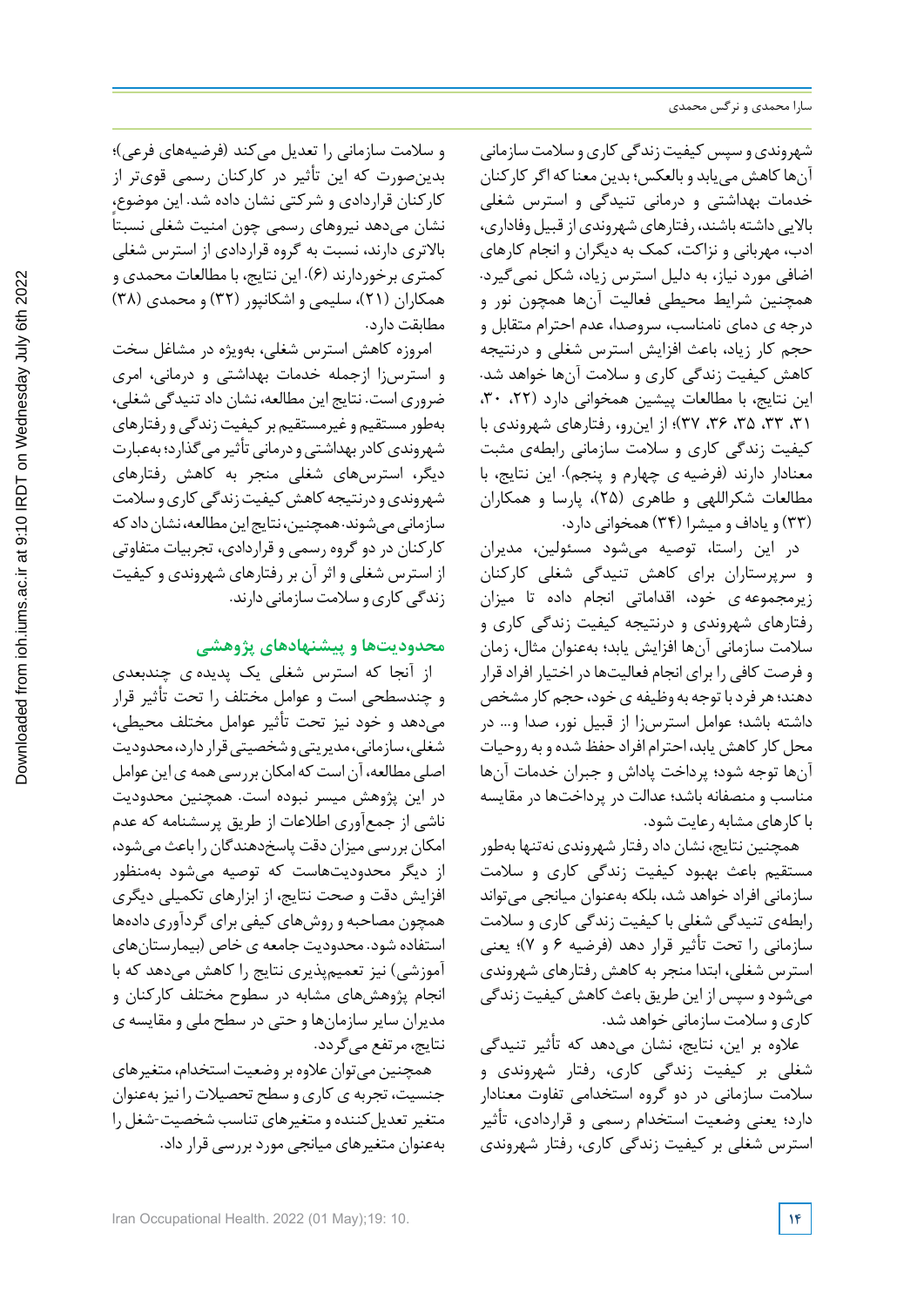شهروندی و سپس کیفیت زندگی کاری و سلامت سازمانی آن‌ها کاهش می‌یابد و بالعکس؛ بدین معنا که اگر کارکنان خدمات بهداشتی و درمانی تنیدگی و استرس شغلی بالایی داشته باشند، رفتارهای شهروندی از قبیل وفاداری، ادب، مهربانی و نزاکت، کمک به دیگران و انجام کارهای اضافی مورد نیاز، به دلیل استرس زیاد، شکل نمی‌گیرد. همچنین شرایط محیطی فعالیت آن‌ها همچون نور و درجه ی دمای نامناسب، سروصدا، عدم احترام متقابل و حجم کار زیاد، باعث افزایش استرس شغلی و درنتیجه کاهش کیفیت زندگی کاری و سلامت آن‌ها خواهد شد. این نتایج، با مطالعات پیشین همخوانی دارد (۲۲، ۳۰، ۳۱، ۳۳، ۳۵، ۳۶، ۳۷)؛ از این‌رو، رفتارهای شهروندی با کیفیت زندگی کاری و سلامت سازمانی رابطه‌ی مثبت معنادار دارند (فرضیه ی چهارم و پنجم). این نتایج، با مطالعات شکراللهی و طاهری (۲۵)، پارسا و همکاران (۳۳) و یاداف و میشرا (۳۴) همخوانی دارد.

در این راستا، توصیه می‌شود مسئولین، مدیران و سرپرستاران برای کاهش تنیدگی شغلی کارکنان زیرمجموعه ی خود، اقداماتی انجام داده تا میزان رفتارهای شهروندی و درنتیجه کیفیت زندگی کاری و سلامت سازمانی آن‌ها افزایش یابد؛ به‌عنوان مثال، زمان و فرصت کافی را برای انجام فعالیت‌ها در اختیار افراد قرار دهند؛ هر فرد با توجه به وظیفه ی خود، حجم کار مشخص داشته باشد؛ عوامل استرس‌زا از قبیل نور، صدا و... در محل کار کاهش یابد، احترام افراد حفظ شده و به روحیات آن‌ها توجه شود؛ پرداخت پاداش و جبران خدمات آن‌ها مناسب و منصفانه باشد؛ عدالت در پرداخت‌ها در مقایسه با کارهای مشابه رعایت شود.

همچنین نتایج، نشان داد رفتار شهروندی نه‌تنها به‌طور مستقیم باعث بهبود کیفیت زندگی کاری و سلامت سازمانی افراد خواهد شد، بلکه به‌عنوان میانجی می‌تواند رابطه‌ی تنیدگی شغلی با کیفیت زندگی کاری و سلامت سازمانی را تحت تأثیر قرار دهد (فرضیه ۶ و ۷)؛ یعنی استرس شغلی، ابتدا منجر به کاهش رفتارهای شهروندی می‌شود و سپس از این طریق باعث کاهش کیفیت زندگی کاری و سلامت سازمانی خواهد شد.

علاوه بر این، نتایج، نشان می‌دهد که تأثیر تنیدگی شغلی بر کیفیت زندگی کاری، رفتار شهروندی و سلامت سازمانی در دو گروه استخدامی تفاوت معنادار دارد؛ یعنی وضعیت استخدام رسمی و قراردادی، تأثیر استرس شغلی بر کیفیت زندگی کاری، رفتار شهروندی و سلامت سازمانی را تعدیل می‌کند (فرضیه‌های فرعی)؛ بدین‌صورت که این تأثیر در کارکنان رسمی قوی‌تر از کارکنان قراردادی و شرکتی نشان داده شد. این موضوع، نشان می‌دهد نیروهای رسمی چون امنیت شغلی نسبتاً بالاتری دارند، نسبت به گروه قراردادی از استرس شغلی کمتری برخوردارند (۶). این نتایج، با مطالعات محمدی و همکاران (۲۱)، سلیمی و اشکانپور (۳۲) و محمدی (۳۸) مطابقت دارد.

امروزه کاهش استرس شغلی، به‌ویژه در مشاغل سخت و استرس‌زا ازجمله خدمات بهداشتی و درمانی، امری ضروری است. نتایج این مطالعه، نشان داد تنیدگی شغلی، به‌طور مستقیم و غیرمستقیم بر کیفیت زندگی و رفتارهای شهروندی کادر بهداشتی و درمانی تأثیر می‌گذارد؛ به‌عبارت دیگر، استرس‌های شغلی منجر به کاهش رفتارهای شهروندی و درنتیجه کاهش کیفیت زندگی کاری و سلامت سازمانی می‌شوند. همچنین، نتایج این مطالعه، نشان داد که کارکنان در دو گروه رسمی و قراردادی، تجربیات متفاوتی از استرس شغلی و اثر آن بر رفتارهای شهروندی و کیفیت زندگی کاری و سلامت سازمانی دارند.

## محدودیت‌ها و پیشنهادهای پژوهشی

از آنجا که استرس شغلی یک پدیده ی چندبعدی و چندسطحی است و عوامل مختلف را تحت تأثیر قرار می‌دهد و خود نیز تحت تأثیر عوامل مختلف محیطی، شغلی، سازمانی، مدیریتی و شخصیتی قرار دارد، محدودیت اصلی مطالعه، آن است که امکان بررسی همه ی این عوامل در این پژوهش میسر نبوده است. همچنین محدودیت ناشی از جمع‌آوری اطلاعات از طریق پرسشنامه که عدم امکان بررسی میزان دقت پاسخ‌دهندگان را باعث می‌شود، از دیگر محدودیت‌هاست که توصیه می‌شود به‌منظور افزایش دقت و صحت نتایج، از ابزارهای تکمیلی دیگری همچون مصاحبه و روش‌های کیفی برای گردآوری داده‌ها استفاده شود. محدودیت جامعه ی خاص (بیمارستان‌های آموزشی) نیز تعمیم‌پذیری نتایج را کاهش می‌دهد که با انجام پژوهش‌های مشابه در سطوح مختلف کارکنان و مدیران سایر سازمان‌ها و حتی در سطح ملی و مقایسه ی نتایج، مرتفع می‌گردد.

همچنین می‌توان علاوه بر وضعیت استخدام، متغیرهای جنسیت، تجربه ی کاری و سطح تحصیلات را نیز به‌عنوان متغیر تعدیل‌کننده و متغیرهای تناسب شخصیت-شغل را به‌عنوان متغیرهای میانجی مورد بررسی قرار داد.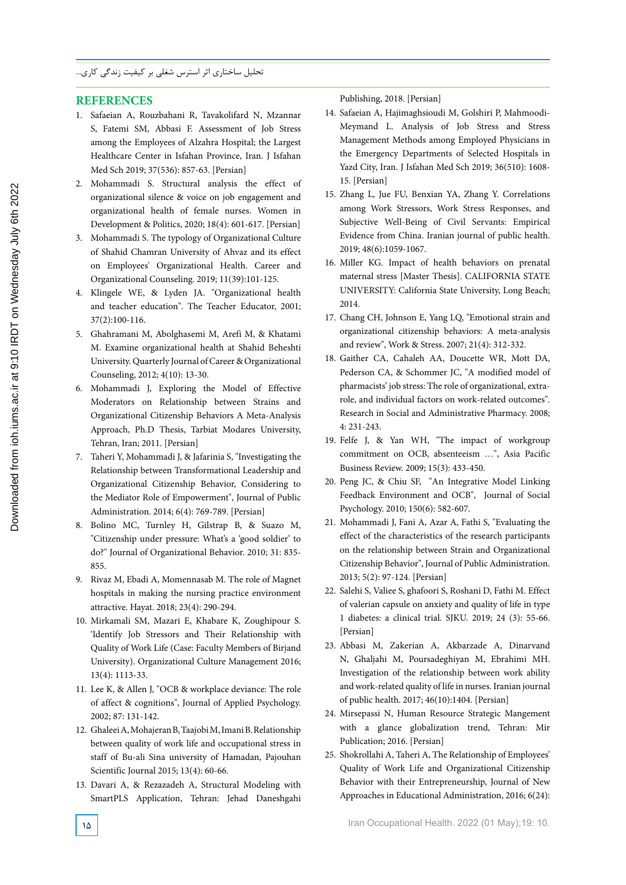## REFERENCES

1. Safaeian A, Rouzbahani R, Tavakolifard N, Mzannar S, Fatemi SM, Abbasi F. Assessment of Job Stress among the Employees of Alzahra Hospital; the Largest Healthcare Center in Isfahan Province, Iran. J Isfahan Med Sch 2019; 37(536): 857-63. [Persian]
2. Mohammadi S. Structural analysis the effect of organizational silence & voice on job engagement and organizational health of female nurses. Women in Development & Politics, 2020; 18(4): 601-617. [Persian]
3. Mohammadi S. The typology of Organizational Culture of Shahid Chamran University of Ahvaz and its effect on Employees' Organizational Health. Career and Organizational Counseling. 2019; 11(39):101-125.
4. Klingele WE, & Lyden JA. "Organizational health and teacher education". The Teacher Educator, 2001; 37(2):100-116.
5. Ghahramani M, Abolghasemi M, Arefi M, & Khatami M. Examine organizational health at Shahid Beheshti University. Quarterly Journal of Career & Organizational Counseling, 2012; 4(10): 13-30.
6. Mohammadi J, Exploring the Model of Effective Moderators on Relationship between Strains and Organizational Citizenship Behaviors A Meta-Analysis Approach, Ph.D Thesis, Tarbiat Modares University, Tehran, Iran; 2011. [Persian]
7. Taheri Y, Mohammadi J, & Jafarinia S, "Investigating the Relationship between Transformational Leadership and Organizational Citizenship Behavior, Considering to the Mediator Role of Empowerment", Journal of Public Administration. 2014; 6(4): 769-789. [Persian]
8. Bolino MC, Turnley H, Gilstrap B, & Suazo M, "Citizenship under pressure: What's a 'good soldier' to do?" Journal of Organizational Behavior. 2010; 31: 835-855.
9. Rivaz M, Ebadi A, Momennasab M. The role of Magnet hospitals in making the nursing practice environment attractive. Hayat. 2018; 23(4): 290-294.
10. Mirkamali SM, Mazari E, Khabare K, Zoughipour S. 'Identify Job Stressors and Their Relationship with Quality of Work Life (Case: Faculty Members of Birjand University). Organizational Culture Management 2016; 13(4): 1113-33.
11. Lee K, & Allen J, "OCB & workplace deviance: The role of affect & cognitions", Journal of Applied Psychology. 2002; 87: 131-142.
12. Ghaleei A, Mohajeran B, Taajobi M, Imani B. Relationship between quality of work life and occupational stress in staff of Bu-ali Sina university of Hamadan, Pajouhan Scientific Journal 2015; 13(4): 60-66.
13. Davari A, & Rezazadeh A, Structural Modeling with SmartPLS Application, Tehran: Jehad Daneshgahi Publishing, 2018. [Persian]
14. Safaeian A, Hajimaghsioudi M, Golshiri P, Mahmoodi-Meymand L. Analysis of Job Stress and Stress Management Methods among Employed Physicians in the Emergency Departments of Selected Hospitals in Yazd City, Iran. J Isfahan Med Sch 2019; 36(510): 1608-15. [Persian]
15. Zhang L, Jue FU, Benxian YA, Zhang Y. Correlations among Work Stressors, Work Stress Responses, and Subjective Well-Being of Civil Servants: Empirical Evidence from China. Iranian journal of public health. 2019; 48(6):1059-1067.
16. Miller KG. Impact of health behaviors on prenatal maternal stress [Master Thesis]. CALIFORNIA STATE UNIVERSITY: California State University, Long Beach; 2014.
17. Chang CH, Johnson E, Yang LQ, "Emotional strain and organizational citizenship behaviors: A meta-analysis and review", Work & Stress. 2007; 21(4): 312-332.
18. Gaither CA, Cahaleh AA, Doucette WR, Mott DA, Pederson CA, & Schommer JC, "A modified model of pharmacists' job stress: The role of organizational, extra-role, and individual factors on work-related outcomes". Research in Social and Administrative Pharmacy. 2008; 4: 231-243.
19. Felfe J, & Yan WH, "The impact of workgroup commitment on OCB, absenteeism …", Asia Pacific Business Review. 2009; 15(3): 433-450.
20. Peng JC, & Chiu SF, "An Integrative Model Linking Feedback Environment and OCB", Journal of Social Psychology. 2010; 150(6): 582-607.
21. Mohammadi J, Fani A, Azar A, Fathi S, "Evaluating the effect of the characteristics of the research participants on the relationship between Strain and Organizational Citizenship Behavior", Journal of Public Administration. 2013; 5(2): 97-124. [Persian]
22. Salehi S, Valiee S, ghafoori S, Roshani D, Fathi M. Effect of valerian capsule on anxiety and quality of life in type 1 diabetes: a clinical trial. SJKU. 2019; 24 (3): 55-66. [Persian]
23. Abbasi M, Zakerian A, Akbarzade A, Dinarvand N, Ghaljahi M, Poursadeghiyan M, Ebrahimi MH. Investigation of the relationship between work ability and work-related quality of life in nurses. Iranian journal of public health. 2017; 46(10):1404. [Persian]
24. Mirsepassi N, Human Resource Strategic Mangement with a glance globalization trend, Tehran: Mir Publication; 2016. [Persian]
25. Shokrollahi A, Taheri A, The Relationship of Employees' Quality of Work Life and Organizational Citizenship Behavior with their Entrepreneurship, Journal of New Approaches in Educational Administration, 2016; 6(24):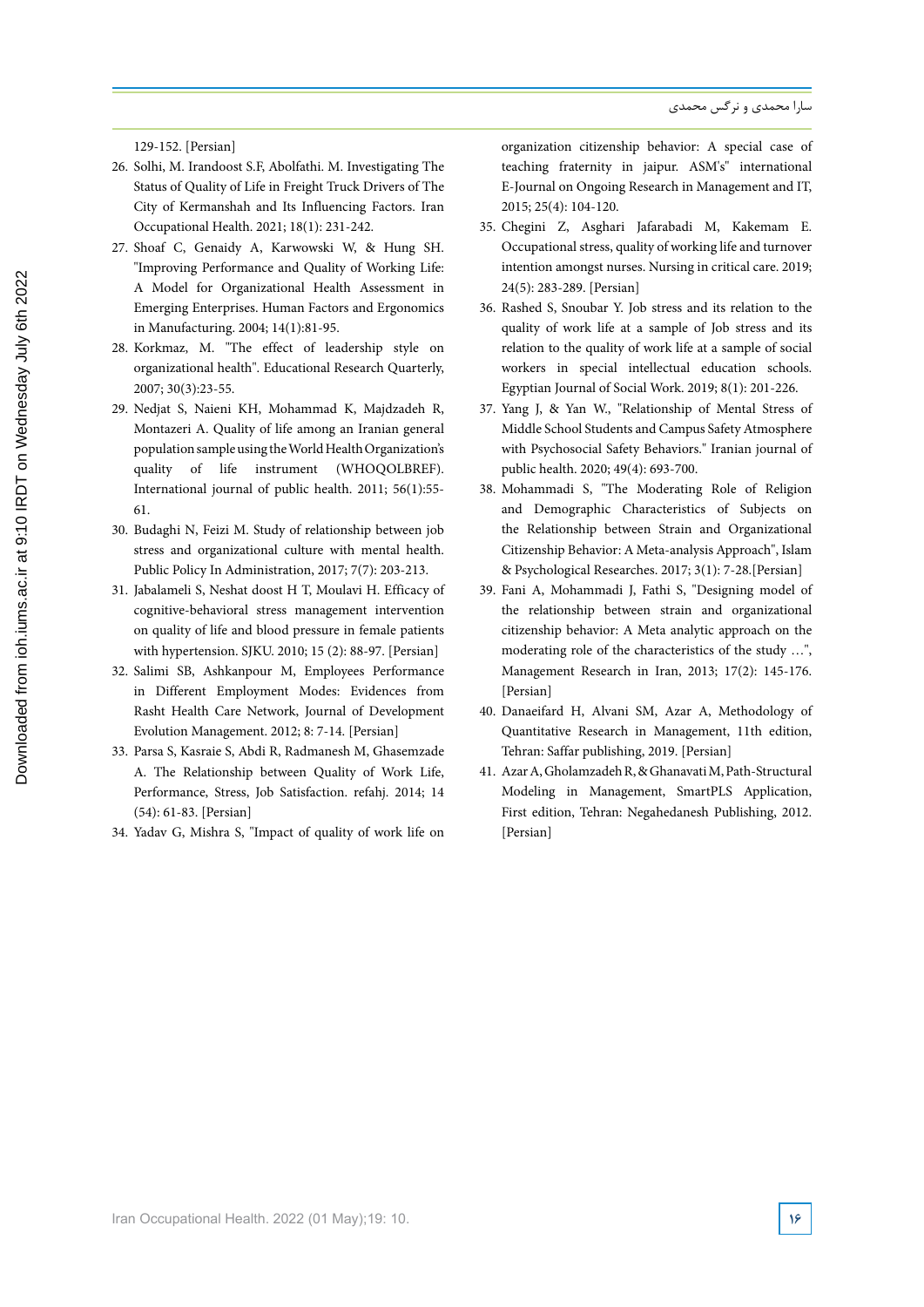129-152. [Persian]

26. Solhi, M. Irandoost S.F, Abolfathi. M. Investigating The Status of Quality of Life in Freight Truck Drivers of The City of Kermanshah and Its Influencing Factors. Iran Occupational Health. 2021; 18(1): 231-242.
27. Shoaf C, Genaidy A, Karwowski W, & Hung SH. "Improving Performance and Quality of Working Life: A Model for Organizational Health Assessment in Emerging Enterprises. Human Factors and Ergonomics in Manufacturing. 2004; 14(1):81-95.
28. Korkmaz, M. "The effect of leadership style on organizational health". Educational Research Quarterly, 2007; 30(3):23-55.
29. Nedjat S, Naieni KH, Mohammad K, Majdzadeh R, Montazeri A. Quality of life among an Iranian general population sample using the World Health Organization's quality of life instrument (WHOQOLBREF). International journal of public health. 2011; 56(1):55-61.
30. Budaghi N, Feizi M. Study of relationship between job stress and organizational culture with mental health. Public Policy In Administration, 2017; 7(7): 203-213.
31. Jabalameli S, Neshat doost H T, Moulavi H. Efficacy of cognitive-behavioral stress management intervention on quality of life and blood pressure in female patients with hypertension. SJKU. 2010; 15 (2): 88-97. [Persian]
32. Salimi SB, Ashkanpour M, Employees Performance in Different Employment Modes: Evidences from Rasht Health Care Network, Journal of Development Evolution Management. 2012; 8: 7-14. [Persian]
33. Parsa S, Kasraie S, Abdi R, Radmanesh M, Ghasemzade A. The Relationship between Quality of Work Life, Performance, Stress, Job Satisfaction. refahj. 2014; 14 (54): 61-83. [Persian]
34. Yadav G, Mishra S, "Impact of quality of work life on organization citizenship behavior: A special case of teaching fraternity in jaipur. ASM's" international E-Journal on Ongoing Research in Management and IT, 2015; 25(4): 104-120.
35. Chegini Z, Asghari Jafarabadi M, Kakemam E. Occupational stress, quality of working life and turnover intention amongst nurses. Nursing in critical care. 2019; 24(5): 283-289. [Persian]
36. Rashed S, Snoubar Y. Job stress and its relation to the quality of work life at a sample of Job stress and its relation to the quality of work life at a sample of social workers in special intellectual education schools. Egyptian Journal of Social Work. 2019; 8(1): 201-226.
37. Yang J, & Yan W., "Relationship of Mental Stress of Middle School Students and Campus Safety Atmosphere with Psychosocial Safety Behaviors." Iranian journal of public health. 2020; 49(4): 693-700.
38. Mohammadi S, "The Moderating Role of Religion and Demographic Characteristics of Subjects on the Relationship between Strain and Organizational Citizenship Behavior: A Meta-analysis Approach", Islam & Psychological Researches. 2017; 3(1): 7-28.[Persian]
39. Fani A, Mohammadi J, Fathi S, "Designing model of the relationship between strain and organizational citizenship behavior: A Meta analytic approach on the moderating role of the characteristics of the study …", Management Research in Iran, 2013; 17(2): 145-176. [Persian]
40. Danaeifard H, Alvani SM, Azar A, Methodology of Quantitative Research in Management, 11th edition, Tehran: Saffar publishing, 2019. [Persian]
41. Azar A, Gholamzadeh R, & Ghanavati M, Path-Structural Modeling in Management, SmartPLS Application, First edition, Tehran: Negahedanesh Publishing, 2012. [Persian]